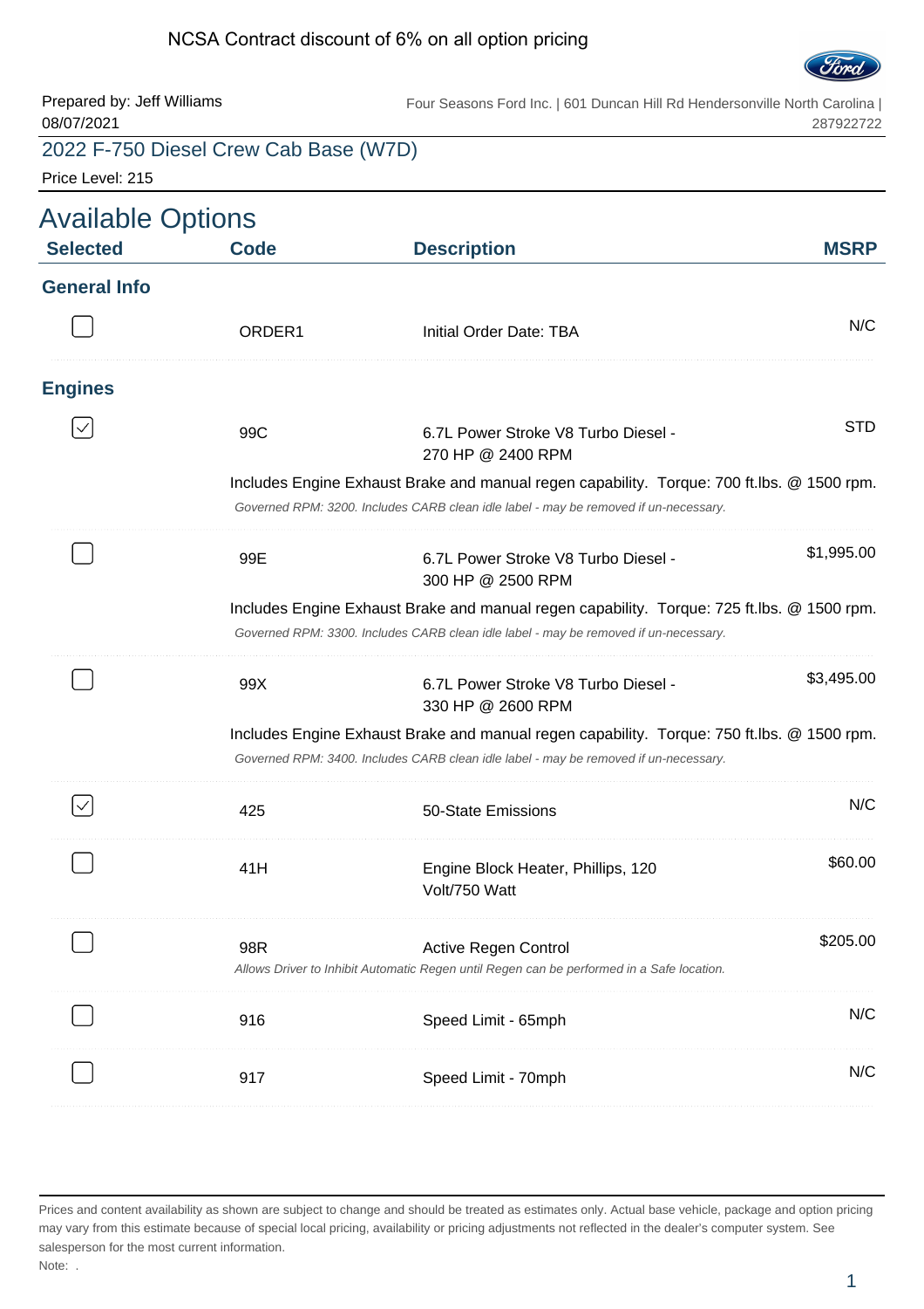NCSA Contract discount of 6% on all option pricing

Prepared by: Jeff Williams
08/07/2021

Four Seasons Ford Inc. | 601 Duncan Hill Rd Hendersonville North Carolina | 287922722

## 2022 F-750 Diesel Crew Cab Base (W7D)

Price Level: 215

# Available Options

| Selected | Code | Description | MSRP |
|---|---|---|---|
| **General Info** | | | |
| ☐ | ORDER1 | Initial Order Date: TBA | N/C |
| **Engines** | | | |
| ☑ | 99C | 6.7L Power Stroke V8 Turbo Diesel - 270 HP @ 2400 RPM<br>Includes Engine Exhaust Brake and manual regen capability. Torque: 700 ft.lbs. @ 1500 rpm.<br>*Governed RPM: 3200. Includes CARB clean idle label - may be removed if un-necessary.* | STD |
| ☐ | 99E | 6.7L Power Stroke V8 Turbo Diesel - 300 HP @ 2500 RPM<br>Includes Engine Exhaust Brake and manual regen capability. Torque: 725 ft.lbs. @ 1500 rpm.<br>*Governed RPM: 3300. Includes CARB clean idle label - may be removed if un-necessary.* | $1,995.00 |
| ☐ | 99X | 6.7L Power Stroke V8 Turbo Diesel - 330 HP @ 2600 RPM<br>Includes Engine Exhaust Brake and manual regen capability. Torque: 750 ft.lbs. @ 1500 rpm.<br>*Governed RPM: 3400. Includes CARB clean idle label - may be removed if un-necessary.* | $3,495.00 |
| ☑ | 425 | 50-State Emissions | N/C |
| ☐ | 41H | Engine Block Heater, Phillips, 120 Volt/750 Watt | $60.00 |
| ☐ | 98R | Active Regen Control<br>*Allows Driver to Inhibit Automatic Regen until Regen can be performed in a Safe location.* | $205.00 |
| ☐ | 916 | Speed Limit - 65mph | N/C |
| ☐ | 917 | Speed Limit - 70mph | N/C |

Prices and content availability as shown are subject to change and should be treated as estimates only. Actual base vehicle, package and option pricing may vary from this estimate because of special local pricing, availability or pricing adjustments not reflected in the dealer's computer system. See salesperson for the most current information.

Note: .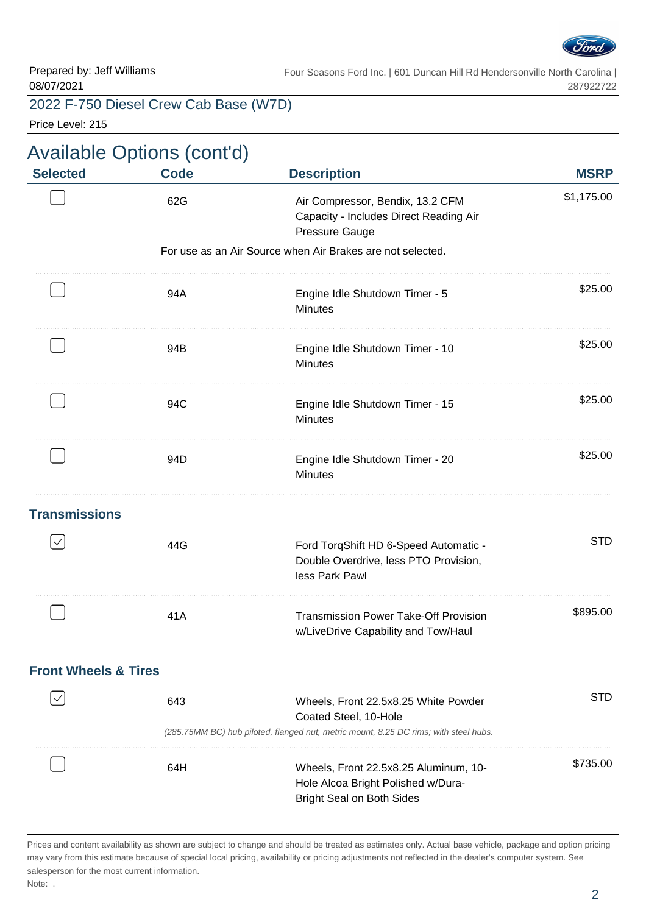Prepared by: Jeff Williams
08/07/2021

Four Seasons Ford Inc. | 601 Duncan Hill Rd Hendersonville North Carolina | 287922722

2022 F-750 Diesel Crew Cab Base (W7D)

Price Level: 215

# Available Options (cont'd)

| Selected | Code | Description | MSRP |
|---|---|---|---|
| ☐ | 62G | Air Compressor, Bendix, 13.2 CFM Capacity - Includes Direct Reading Air Pressure Gauge<br>For use as an Air Source when Air Brakes are not selected. | $1,175.00 |
| ☐ | 94A | Engine Idle Shutdown Timer - 5 Minutes | $25.00 |
| ☐ | 94B | Engine Idle Shutdown Timer - 10 Minutes | $25.00 |
| ☐ | 94C | Engine Idle Shutdown Timer - 15 Minutes | $25.00 |
| ☐ | 94D | Engine Idle Shutdown Timer - 20 Minutes | $25.00 |

## Transmissions

| Selected | Code | Description | MSRP |
|---|---|---|---|
| ☑ | 44G | Ford TorqShift HD 6-Speed Automatic - Double Overdrive, less PTO Provision, less Park Pawl | STD |
| ☐ | 41A | Transmission Power Take-Off Provision w/LiveDrive Capability and Tow/Haul | $895.00 |

## Front Wheels & Tires

| Selected | Code | Description | MSRP |
|---|---|---|---|
| ☑ | 643 | Wheels, Front 22.5x8.25 White Powder Coated Steel, 10-Hole<br>*(285.75MM BC) hub piloted, flanged nut, metric mount, 8.25 DC rims; with steel hubs.* | STD |
| ☐ | 64H | Wheels, Front 22.5x8.25 Aluminum, 10-Hole Alcoa Bright Polished w/Dura-Bright Seal on Both Sides | $735.00 |

Prices and content availability as shown are subject to change and should be treated as estimates only. Actual base vehicle, package and option pricing may vary from this estimate because of special local pricing, availability or pricing adjustments not reflected in the dealer's computer system. See salesperson for the most current information.

Note: .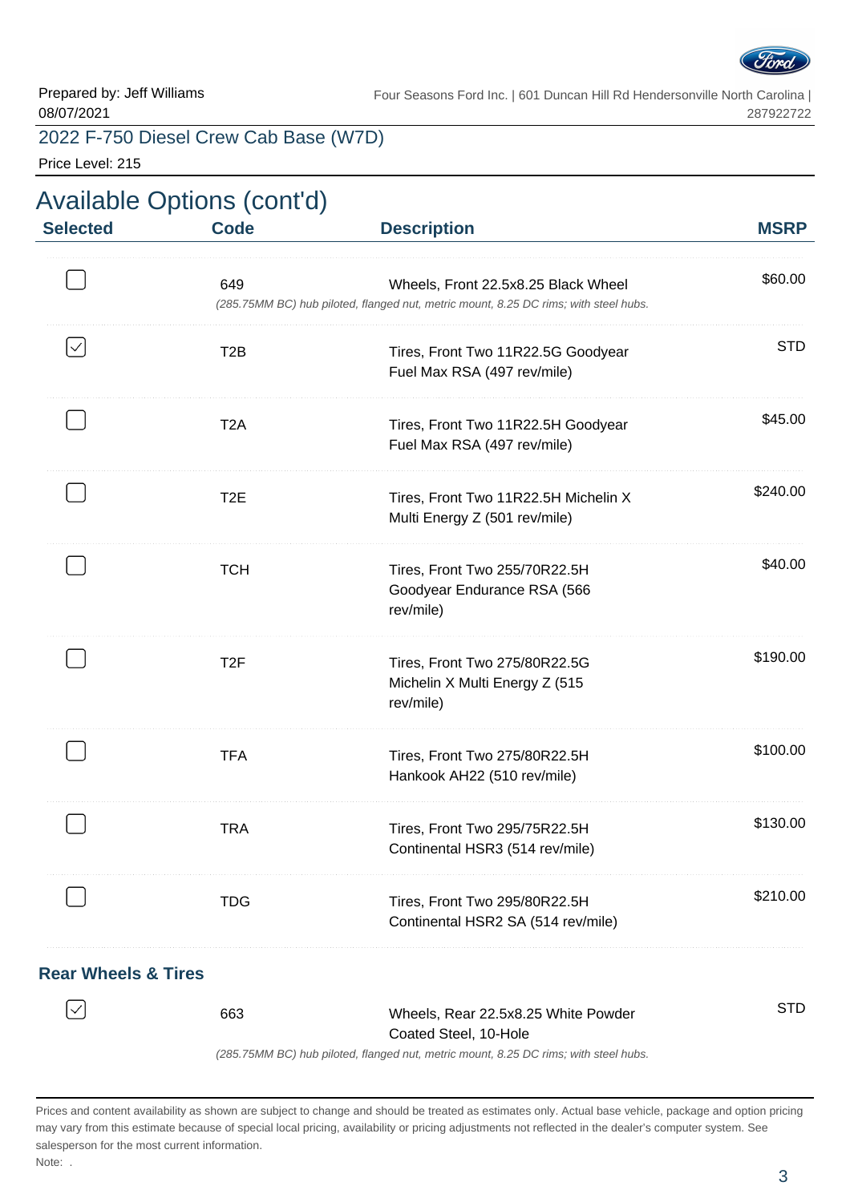Prepared by: Jeff Williams
08/07/2021

Four Seasons Ford Inc. | 601 Duncan Hill Rd Hendersonville North Carolina | 287922722

## 2022 F-750 Diesel Crew Cab Base (W7D)

Price Level: 215

# Available Options (cont'd)

| Selected | Code | Description | MSRP |
|---|---|---|---|
| ☐ | 649 | Wheels, Front 22.5x8.25 Black Wheel<br>*(285.75MM BC) hub piloted, flanged nut, metric mount, 8.25 DC rims; with steel hubs.* | $60.00 |
| ☑ | T2B | Tires, Front Two 11R22.5G Goodyear Fuel Max RSA (497 rev/mile) | STD |
| ☐ | T2A | Tires, Front Two 11R22.5H Goodyear Fuel Max RSA (497 rev/mile) | $45.00 |
| ☐ | T2E | Tires, Front Two 11R22.5H Michelin X Multi Energy Z (501 rev/mile) | $240.00 |
| ☐ | TCH | Tires, Front Two 255/70R22.5H Goodyear Endurance RSA (566 rev/mile) | $40.00 |
| ☐ | T2F | Tires, Front Two 275/80R22.5G Michelin X Multi Energy Z (515 rev/mile) | $190.00 |
| ☐ | TFA | Tires, Front Two 275/80R22.5H Hankook AH22 (510 rev/mile) | $100.00 |
| ☐ | TRA | Tires, Front Two 295/75R22.5H Continental HSR3 (514 rev/mile) | $130.00 |
| ☐ | TDG | Tires, Front Two 295/80R22.5H Continental HSR2 SA (514 rev/mile) | $210.00 |

### Rear Wheels & Tires

| Selected | Code | Description | MSRP |
|---|---|---|---|
| ☑ | 663 | Wheels, Rear 22.5x8.25 White Powder Coated Steel, 10-Hole<br>*(285.75MM BC) hub piloted, flanged nut, metric mount, 8.25 DC rims; with steel hubs.* | STD |

Prices and content availability as shown are subject to change and should be treated as estimates only. Actual base vehicle, package and option pricing may vary from this estimate because of special local pricing, availability or pricing adjustments not reflected in the dealer's computer system. See salesperson for the most current information.

Note: .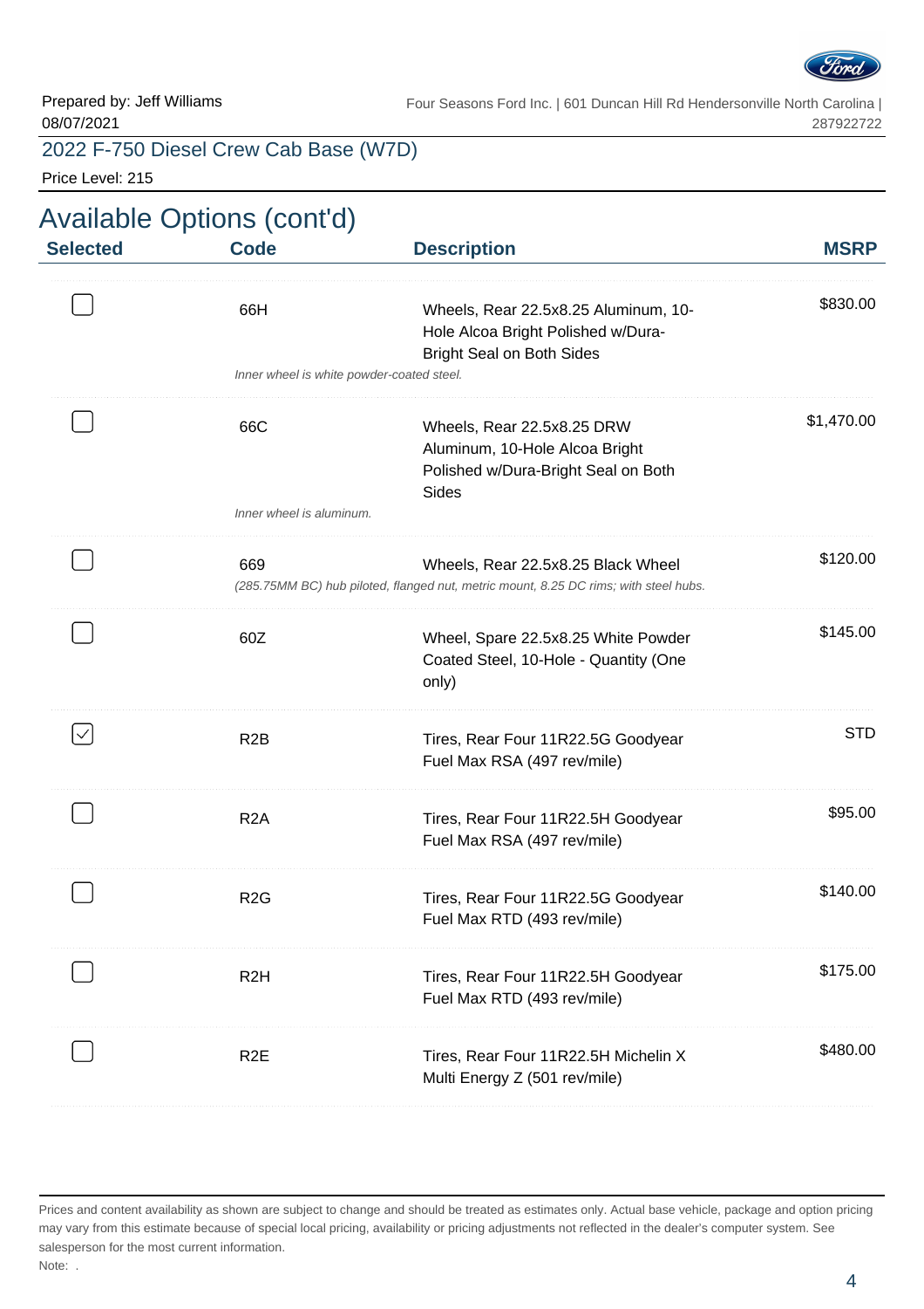Prepared by: Jeff Williams
08/07/2021

Four Seasons Ford Inc. | 601 Duncan Hill Rd Hendersonville North Carolina | 287922722

## 2022 F-750 Diesel Crew Cab Base (W7D)

Price Level: 215

# Available Options (cont'd)

| Selected | Code | Description | MSRP |
|---|---|---|---|
| ☐ | 66H | Wheels, Rear 22.5x8.25 Aluminum, 10-Hole Alcoa Bright Polished w/Dura-Bright Seal on Both Sides<br>*Inner wheel is white powder-coated steel.* | $830.00 |
| ☐ | 66C | Wheels, Rear 22.5x8.25 DRW Aluminum, 10-Hole Alcoa Bright Polished w/Dura-Bright Seal on Both Sides<br>*Inner wheel is aluminum.* | $1,470.00 |
| ☐ | 669 | Wheels, Rear 22.5x8.25 Black Wheel<br>*(285.75MM BC) hub piloted, flanged nut, metric mount, 8.25 DC rims; with steel hubs.* | $120.00 |
| ☐ | 60Z | Wheel, Spare 22.5x8.25 White Powder Coated Steel, 10-Hole - Quantity (One only) | $145.00 |
| ☑ | R2B | Tires, Rear Four 11R22.5G Goodyear Fuel Max RSA (497 rev/mile) | STD |
| ☐ | R2A | Tires, Rear Four 11R22.5H Goodyear Fuel Max RSA (497 rev/mile) | $95.00 |
| ☐ | R2G | Tires, Rear Four 11R22.5G Goodyear Fuel Max RTD (493 rev/mile) | $140.00 |
| ☐ | R2H | Tires, Rear Four 11R22.5H Goodyear Fuel Max RTD (493 rev/mile) | $175.00 |
| ☐ | R2E | Tires, Rear Four 11R22.5H Michelin X Multi Energy Z (501 rev/mile) | $480.00 |

Prices and content availability as shown are subject to change and should be treated as estimates only. Actual base vehicle, package and option pricing may vary from this estimate because of special local pricing, availability or pricing adjustments not reflected in the dealer's computer system. See salesperson for the most current information.

Note: .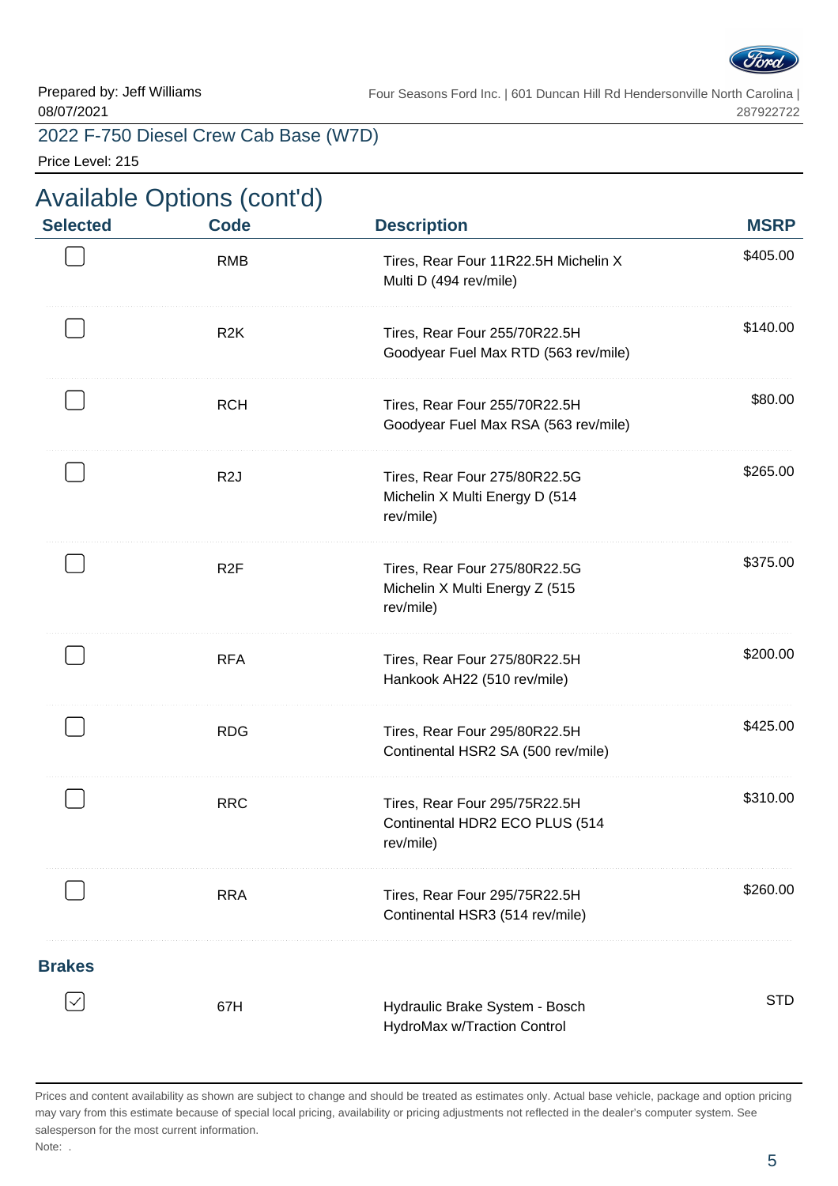Prepared by: Jeff Williams
08/07/2021

Four Seasons Ford Inc. | 601 Duncan Hill Rd Hendersonville North Carolina | 287922722

## 2022 F-750 Diesel Crew Cab Base (W7D)

Price Level: 215

# Available Options (cont'd)

| Selected | Code | Description | MSRP |
|---|---|---|---|
| ☐ | RMB | Tires, Rear Four 11R22.5H Michelin X Multi D (494 rev/mile) | $405.00 |
| ☐ | R2K | Tires, Rear Four 255/70R22.5H Goodyear Fuel Max RTD (563 rev/mile) | $140.00 |
| ☐ | RCH | Tires, Rear Four 255/70R22.5H Goodyear Fuel Max RSA (563 rev/mile) | $80.00 |
| ☐ | R2J | Tires, Rear Four 275/80R22.5G Michelin X Multi Energy D (514 rev/mile) | $265.00 |
| ☐ | R2F | Tires, Rear Four 275/80R22.5G Michelin X Multi Energy Z (515 rev/mile) | $375.00 |
| ☐ | RFA | Tires, Rear Four 275/80R22.5H Hankook AH22 (510 rev/mile) | $200.00 |
| ☐ | RDG | Tires, Rear Four 295/80R22.5H Continental HSR2 SA (500 rev/mile) | $425.00 |
| ☐ | RRC | Tires, Rear Four 295/75R22.5H Continental HDR2 ECO PLUS (514 rev/mile) | $310.00 |
| ☐ | RRA | Tires, Rear Four 295/75R22.5H Continental HSR3 (514 rev/mile) | $260.00 |

### Brakes

| Selected | Code | Description | MSRP |
|---|---|---|---|
| ☑ | 67H | Hydraulic Brake System - Bosch HydroMax w/Traction Control | STD |

Prices and content availability as shown are subject to change and should be treated as estimates only. Actual base vehicle, package and option pricing may vary from this estimate because of special local pricing, availability or pricing adjustments not reflected in the dealer's computer system. See salesperson for the most current information.

Note: .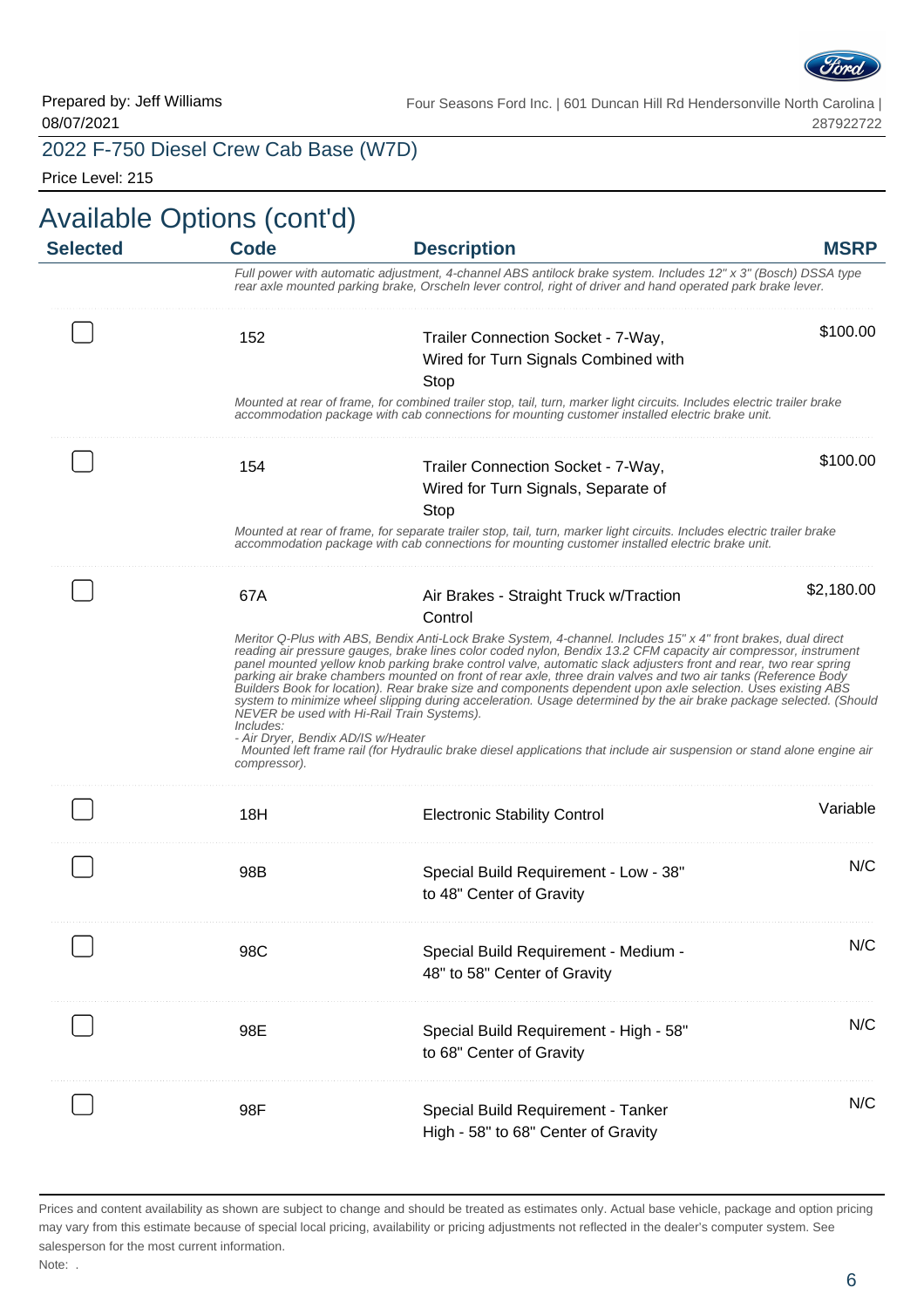Prepared by: Jeff Williams
08/07/2021

Four Seasons Ford Inc. | 601 Duncan Hill Rd Hendersonville North Carolina | 287922722

## 2022 F-750 Diesel Crew Cab Base (W7D)

Price Level: 215

# Available Options (cont'd)

| Selected | Code | Description | MSRP |
|---|---|---|---|
| | | *Full power with automatic adjustment, 4-channel ABS antilock brake system. Includes 12" x 3" (Bosch) DSSA type rear axle mounted parking brake, Orscheln lever control, right of driver and hand operated park brake lever.* | |
| ☐ | 152 | Trailer Connection Socket - 7-Way, Wired for Turn Signals Combined with Stop | $100.00 |
| | | *Mounted at rear of frame, for combined trailer stop, tail, turn, marker light circuits. Includes electric trailer brake accommodation package with cab connections for mounting customer installed electric brake unit.* | |
| ☐ | 154 | Trailer Connection Socket - 7-Way, Wired for Turn Signals, Separate of Stop | $100.00 |
| | | *Mounted at rear of frame, for separate trailer stop, tail, turn, marker light circuits. Includes electric trailer brake accommodation package with cab connections for mounting customer installed electric brake unit.* | |
| ☐ | 67A | Air Brakes - Straight Truck w/Traction Control | $2,180.00 |
| | | *Meritor Q-Plus with ABS, Bendix Anti-Lock Brake System, 4-channel. Includes 15" x 4" front brakes, dual direct reading air pressure gauges, brake lines color coded nylon, Bendix 13.2 CFM capacity air compressor, instrument panel mounted yellow knob parking brake control valve, automatic slack adjusters front and rear, two rear spring parking air brake chambers mounted on front of rear axle, three drain valves and two air tanks (Reference Body Builders Book for location). Rear brake size and components dependent upon axle selection. Uses existing ABS system to minimize wheel slipping during acceleration. Usage determined by the air brake package selected. (Should NEVER be used with Hi-Rail Train Systems).* *Includes:* *- Air Dryer, Bendix AD/IS w/Heater* *Mounted left frame rail (for Hydraulic brake diesel applications that include air suspension or stand alone engine air compressor).* | |
| ☐ | 18H | Electronic Stability Control | Variable |
| ☐ | 98B | Special Build Requirement - Low - 38" to 48" Center of Gravity | N/C |
| ☐ | 98C | Special Build Requirement - Medium - 48" to 58" Center of Gravity | N/C |
| ☐ | 98E | Special Build Requirement - High - 58" to 68" Center of Gravity | N/C |
| ☐ | 98F | Special Build Requirement - Tanker High - 58" to 68" Center of Gravity | N/C |

Prices and content availability as shown are subject to change and should be treated as estimates only. Actual base vehicle, package and option pricing may vary from this estimate because of special local pricing, availability or pricing adjustments not reflected in the dealer's computer system. See salesperson for the most current information.

Note: .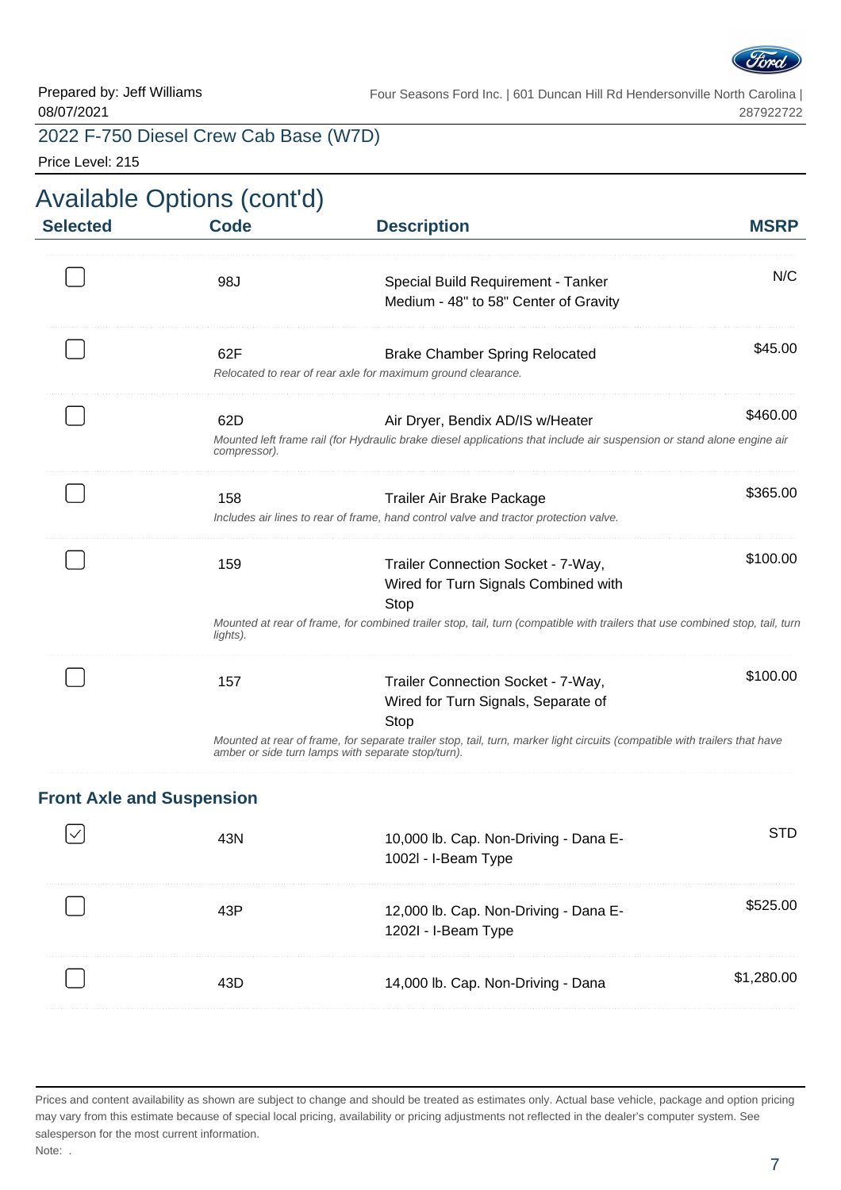Prepared by: Jeff Williams
08/07/2021

Four Seasons Ford Inc. | 601 Duncan Hill Rd Hendersonville North Carolina | 287922722

2022 F-750 Diesel Crew Cab Base (W7D)

Price Level: 215

# Available Options (cont'd)

| Selected | Code | Description | MSRP |
|---|---|---|---|
| ☐ | 98J | Special Build Requirement - Tanker Medium - 48" to 58" Center of Gravity | N/C |
| ☐ | 62F | Brake Chamber Spring Relocated<br>*Relocated to rear of rear axle for maximum ground clearance.* | $45.00 |
| ☐ | 62D | Air Dryer, Bendix AD/IS w/Heater<br>*Mounted left frame rail (for Hydraulic brake diesel applications that include air suspension or stand alone engine air compressor).* | $460.00 |
| ☐ | 158 | Trailer Air Brake Package<br>*Includes air lines to rear of frame, hand control valve and tractor protection valve.* | $365.00 |
| ☐ | 159 | Trailer Connection Socket - 7-Way, Wired for Turn Signals Combined with Stop<br>*Mounted at rear of frame, for combined trailer stop, tail, turn (compatible with trailers that use combined stop, tail, turn lights).* | $100.00 |
| ☐ | 157 | Trailer Connection Socket - 7-Way, Wired for Turn Signals, Separate of Stop<br>*Mounted at rear of frame, for separate trailer stop, tail, turn, marker light circuits (compatible with trailers that have amber or side turn lamps with separate stop/turn).* | $100.00 |

## Front Axle and Suspension

| Selected | Code | Description | MSRP |
|---|---|---|---|
| ☑ | 43N | 10,000 lb. Cap. Non-Driving - Dana E-1002I - I-Beam Type | STD |
| ☐ | 43P | 12,000 lb. Cap. Non-Driving - Dana E-1202I - I-Beam Type | $525.00 |
| ☐ | 43D | 14,000 lb. Cap. Non-Driving - Dana | $1,280.00 |

Prices and content availability as shown are subject to change and should be treated as estimates only. Actual base vehicle, package and option pricing may vary from this estimate because of special local pricing, availability or pricing adjustments not reflected in the dealer's computer system. See salesperson for the most current information.

Note: .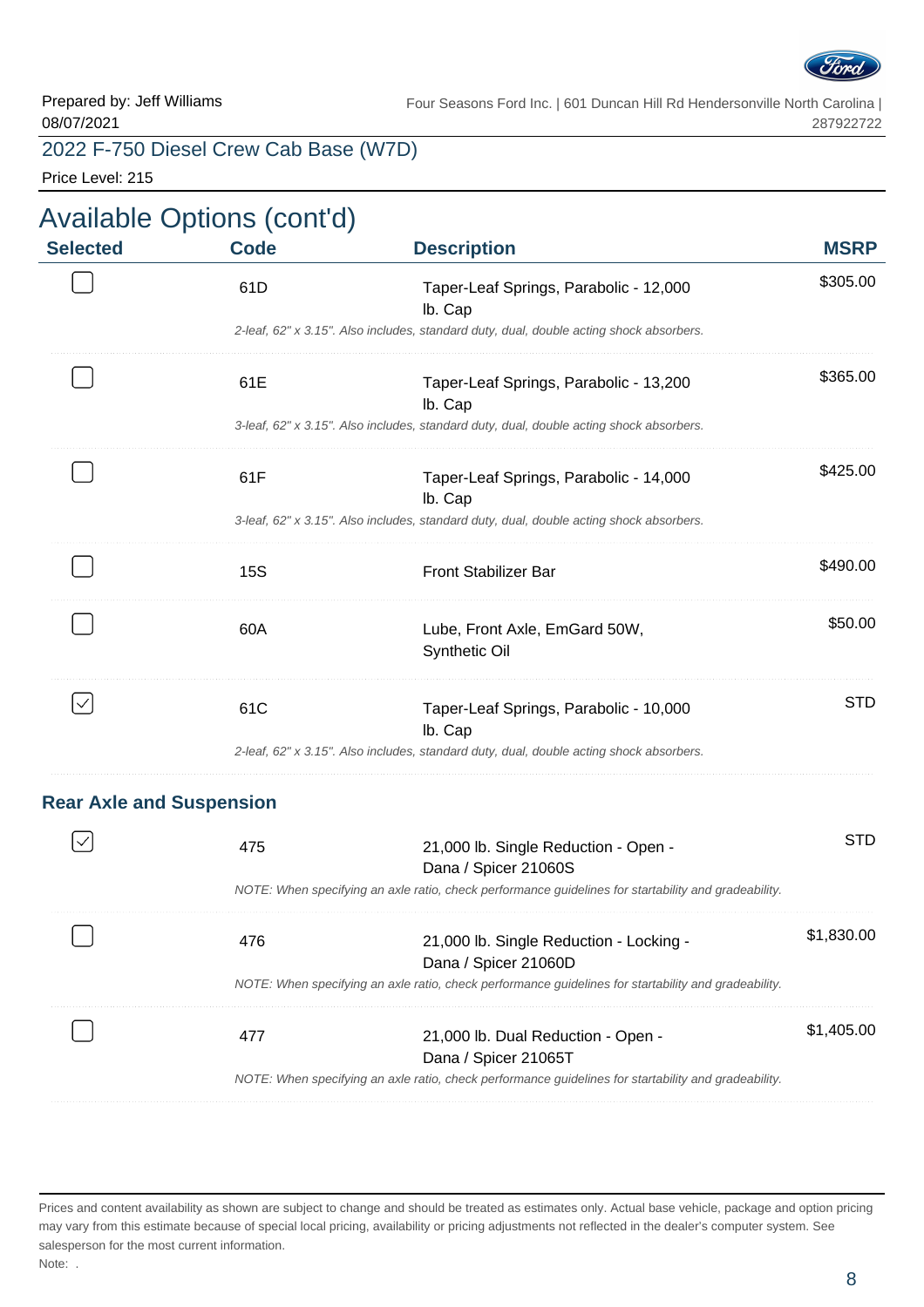Prepared by: Jeff Williams
08/07/2021

Four Seasons Ford Inc. | 601 Duncan Hill Rd Hendersonville North Carolina | 287922722

## 2022 F-750 Diesel Crew Cab Base (W7D)

Price Level: 215

# Available Options (cont'd)

| Selected | Code | Description | MSRP |
|---|---|---|---|
| ☐ | 61D | Taper-Leaf Springs, Parabolic - 12,000 lb. Cap<br>*2-leaf, 62" x 3.15". Also includes, standard duty, dual, double acting shock absorbers.* | $305.00 |
| ☐ | 61E | Taper-Leaf Springs, Parabolic - 13,200 lb. Cap<br>*3-leaf, 62" x 3.15". Also includes, standard duty, dual, double acting shock absorbers.* | $365.00 |
| ☐ | 61F | Taper-Leaf Springs, Parabolic - 14,000 lb. Cap<br>*3-leaf, 62" x 3.15". Also includes, standard duty, dual, double acting shock absorbers.* | $425.00 |
| ☐ | 15S | Front Stabilizer Bar | $490.00 |
| ☐ | 60A | Lube, Front Axle, EmGard 50W, Synthetic Oil | $50.00 |
| ☑ | 61C | Taper-Leaf Springs, Parabolic - 10,000 lb. Cap<br>*2-leaf, 62" x 3.15". Also includes, standard duty, dual, double acting shock absorbers.* | STD |

### Rear Axle and Suspension

| Selected | Code | Description | MSRP |
|---|---|---|---|
| ☑ | 475 | 21,000 lb. Single Reduction - Open - Dana / Spicer 21060S<br>*NOTE: When specifying an axle ratio, check performance guidelines for startability and gradeability.* | STD |
| ☐ | 476 | 21,000 lb. Single Reduction - Locking - Dana / Spicer 21060D<br>*NOTE: When specifying an axle ratio, check performance guidelines for startability and gradeability.* | $1,830.00 |
| ☐ | 477 | 21,000 lb. Dual Reduction - Open - Dana / Spicer 21065T<br>*NOTE: When specifying an axle ratio, check performance guidelines for startability and gradeability.* | $1,405.00 |

Prices and content availability as shown are subject to change and should be treated as estimates only. Actual base vehicle, package and option pricing may vary from this estimate because of special local pricing, availability or pricing adjustments not reflected in the dealer's computer system. See salesperson for the most current information.

Note: .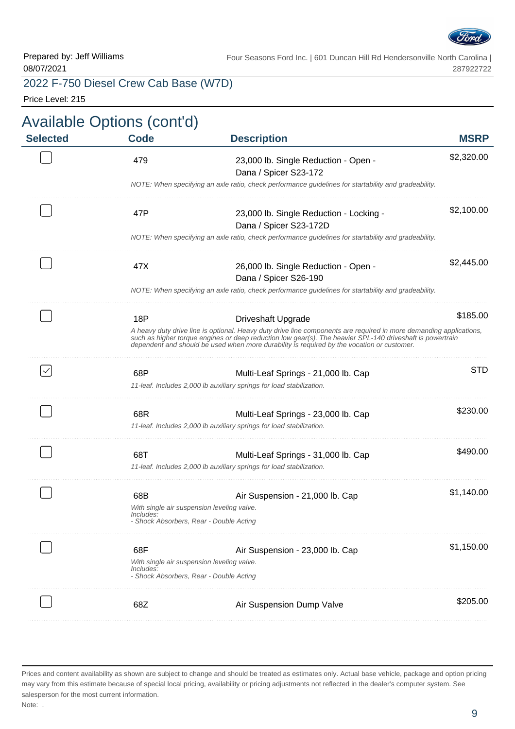Prepared by: Jeff Williams
08/07/2021

Four Seasons Ford Inc. | 601 Duncan Hill Rd Hendersonville North Carolina | 287922722

## 2022 F-750 Diesel Crew Cab Base (W7D)

Price Level: 215

# Available Options (cont'd)

| Selected | Code | Description | MSRP |
|---|---|---|---|
| ☐ | 479 | 23,000 lb. Single Reduction - Open - Dana / Spicer S23-172<br>*NOTE: When specifying an axle ratio, check performance guidelines for startability and gradeability.* | $2,320.00 |
| ☐ | 47P | 23,000 lb. Single Reduction - Locking - Dana / Spicer S23-172D<br>*NOTE: When specifying an axle ratio, check performance guidelines for startability and gradeability.* | $2,100.00 |
| ☐ | 47X | 26,000 lb. Single Reduction - Open - Dana / Spicer S26-190<br>*NOTE: When specifying an axle ratio, check performance guidelines for startability and gradeability.* | $2,445.00 |
| ☐ | 18P | Driveshaft Upgrade<br>*A heavy duty drive line is optional. Heavy duty drive line components are required in more demanding applications, such as higher torque engines or deep reduction low gear(s). The heavier SPL-140 driveshaft is powertrain dependent and should be used when more durability is required by the vocation or customer.* | $185.00 |
| ☑ | 68P | Multi-Leaf Springs - 21,000 lb. Cap<br>*11-leaf. Includes 2,000 lb auxiliary springs for load stabilization.* | STD |
| ☐ | 68R | Multi-Leaf Springs - 23,000 lb. Cap<br>*11-leaf. Includes 2,000 lb auxiliary springs for load stabilization.* | $230.00 |
| ☐ | 68T | Multi-Leaf Springs - 31,000 lb. Cap<br>*11-leaf. Includes 2,000 lb auxiliary springs for load stabilization.* | $490.00 |
| ☐ | 68B | Air Suspension - 21,000 lb. Cap<br>*With single air suspension leveling valve.*<br>*Includes:*<br>*- Shock Absorbers, Rear - Double Acting* | $1,140.00 |
| ☐ | 68F | Air Suspension - 23,000 lb. Cap<br>*With single air suspension leveling valve.*<br>*Includes:*<br>*- Shock Absorbers, Rear - Double Acting* | $1,150.00 |
| ☐ | 68Z | Air Suspension Dump Valve | $205.00 |

Prices and content availability as shown are subject to change and should be treated as estimates only. Actual base vehicle, package and option pricing may vary from this estimate because of special local pricing, availability or pricing adjustments not reflected in the dealer's computer system. See salesperson for the most current information.

Note: .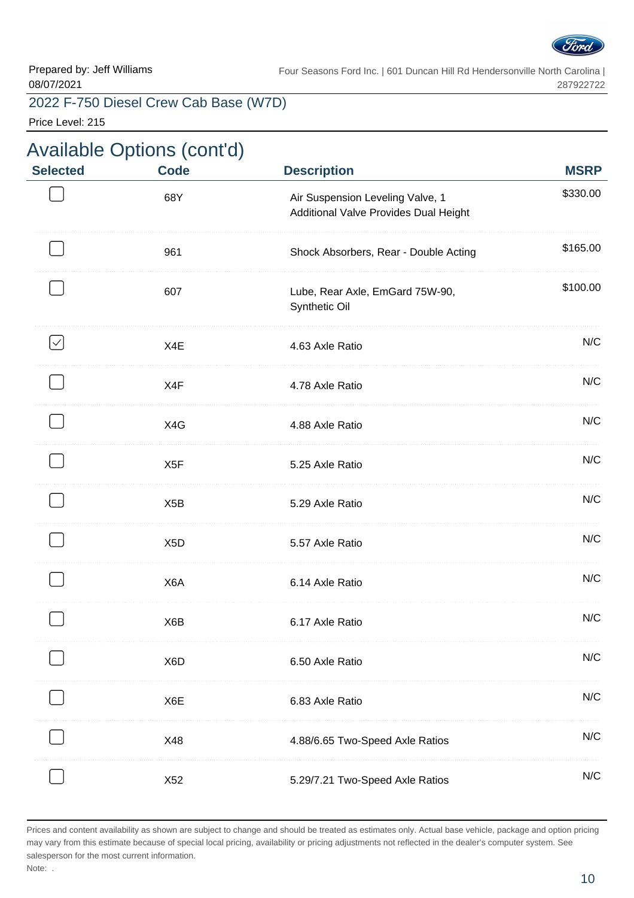Prepared by: Jeff Williams
08/07/2021

Four Seasons Ford Inc. | 601 Duncan Hill Rd Hendersonville North Carolina | 287922722

2022 F-750 Diesel Crew Cab Base (W7D)

Price Level: 215

## Available Options (cont'd)

| Selected | Code | Description | MSRP |
|---|---|---|---|
| ☐ | 68Y | Air Suspension Leveling Valve, 1 Additional Valve Provides Dual Height | $330.00 |
| ☐ | 961 | Shock Absorbers, Rear - Double Acting | $165.00 |
| ☐ | 607 | Lube, Rear Axle, EmGard 75W-90, Synthetic Oil | $100.00 |
| ☑ | X4E | 4.63 Axle Ratio | N/C |
| ☐ | X4F | 4.78 Axle Ratio | N/C |
| ☐ | X4G | 4.88 Axle Ratio | N/C |
| ☐ | X5F | 5.25 Axle Ratio | N/C |
| ☐ | X5B | 5.29 Axle Ratio | N/C |
| ☐ | X5D | 5.57 Axle Ratio | N/C |
| ☐ | X6A | 6.14 Axle Ratio | N/C |
| ☐ | X6B | 6.17 Axle Ratio | N/C |
| ☐ | X6D | 6.50 Axle Ratio | N/C |
| ☐ | X6E | 6.83 Axle Ratio | N/C |
| ☐ | X48 | 4.88/6.65 Two-Speed Axle Ratios | N/C |
| ☐ | X52 | 5.29/7.21 Two-Speed Axle Ratios | N/C |

Prices and content availability as shown are subject to change and should be treated as estimates only. Actual base vehicle, package and option pricing may vary from this estimate because of special local pricing, availability or pricing adjustments not reflected in the dealer's computer system. See salesperson for the most current information.

Note: .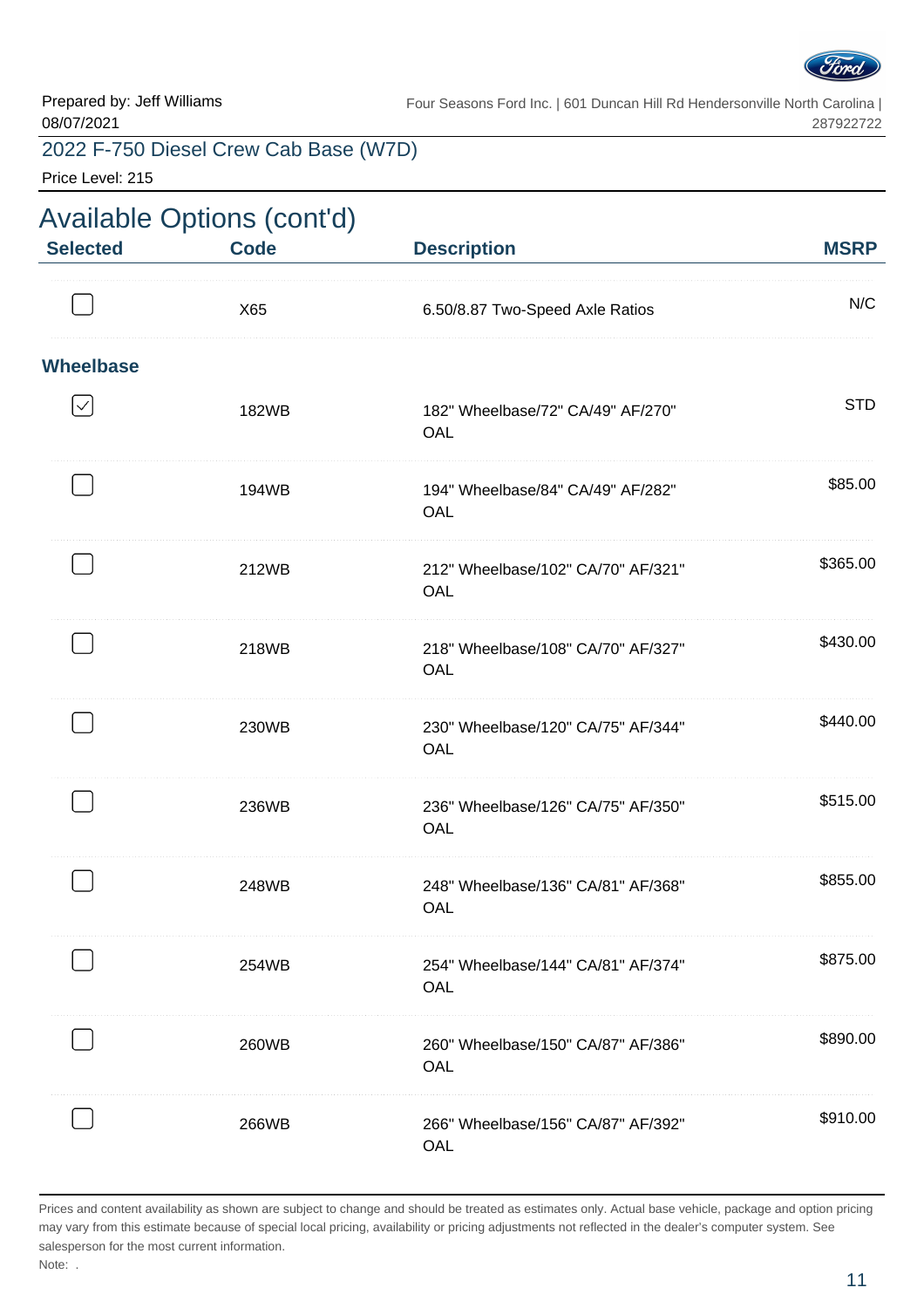Prepared by: Jeff Williams
08/07/2021

Four Seasons Ford Inc. | 601 Duncan Hill Rd Hendersonville North Carolina | 287922722

## 2022 F-750 Diesel Crew Cab Base (W7D)

Price Level: 215

# Available Options (cont'd)

| Selected | Code | Description | MSRP |
|---|---|---|---|
| ☐ | X65 | 6.50/8.87 Two-Speed Axle Ratios | N/C |
| **Wheelbase** | | | |
| ☑ | 182WB | 182" Wheelbase/72" CA/49" AF/270" OAL | STD |
| ☐ | 194WB | 194" Wheelbase/84" CA/49" AF/282" OAL | $85.00 |
| ☐ | 212WB | 212" Wheelbase/102" CA/70" AF/321" OAL | $365.00 |
| ☐ | 218WB | 218" Wheelbase/108" CA/70" AF/327" OAL | $430.00 |
| ☐ | 230WB | 230" Wheelbase/120" CA/75" AF/344" OAL | $440.00 |
| ☐ | 236WB | 236" Wheelbase/126" CA/75" AF/350" OAL | $515.00 |
| ☐ | 248WB | 248" Wheelbase/136" CA/81" AF/368" OAL | $855.00 |
| ☐ | 254WB | 254" Wheelbase/144" CA/81" AF/374" OAL | $875.00 |
| ☐ | 260WB | 260" Wheelbase/150" CA/87" AF/386" OAL | $890.00 |
| ☐ | 266WB | 266" Wheelbase/156" CA/87" AF/392" OAL | $910.00 |

Prices and content availability as shown are subject to change and should be treated as estimates only. Actual base vehicle, package and option pricing may vary from this estimate because of special local pricing, availability or pricing adjustments not reflected in the dealer's computer system. See salesperson for the most current information.

Note: .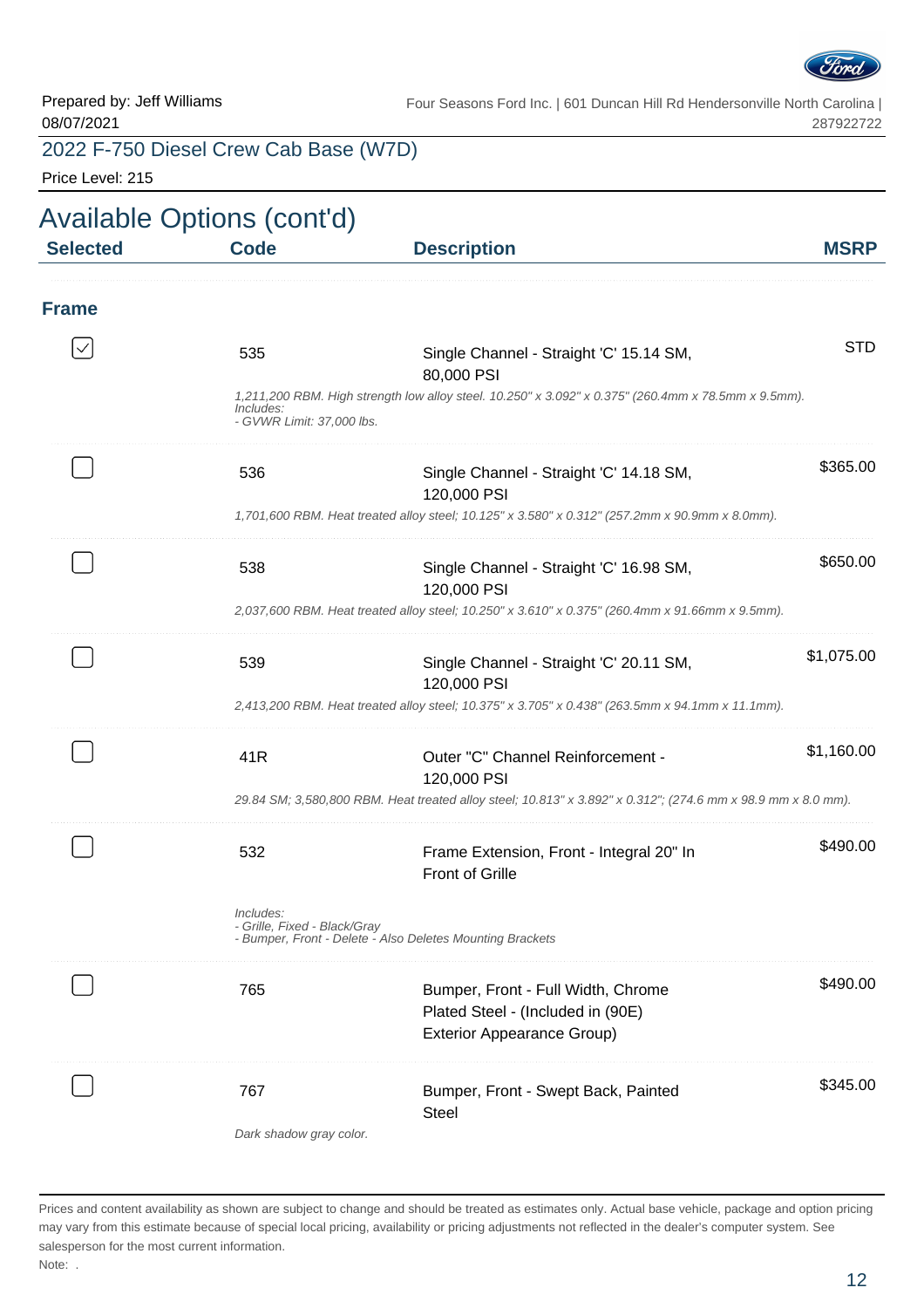Prepared by: Jeff Williams
08/07/2021

Four Seasons Ford Inc. | 601 Duncan Hill Rd Hendersonville North Carolina | 287922722

## 2022 F-750 Diesel Crew Cab Base (W7D)

Price Level: 215

# Available Options (cont'd)

| Selected | Code | Description | MSRP |
|---|---|---|---|
| **Frame** | | | |
| ☑ | 535 | Single Channel - Straight 'C' 15.14 SM, 80,000 PSI<br>*1,211,200 RBM. High strength low alloy steel. 10.250" x 3.092" x 0.375" (260.4mm x 78.5mm x 9.5mm). Includes: - GVWR Limit: 37,000 lbs.* | STD |
| ☐ | 536 | Single Channel - Straight 'C' 14.18 SM, 120,000 PSI<br>*1,701,600 RBM. Heat treated alloy steel; 10.125" x 3.580" x 0.312" (257.2mm x 90.9mm x 8.0mm).* | $365.00 |
| ☐ | 538 | Single Channel - Straight 'C' 16.98 SM, 120,000 PSI<br>*2,037,600 RBM. Heat treated alloy steel; 10.250" x 3.610" x 0.375" (260.4mm x 91.66mm x 9.5mm).* | $650.00 |
| ☐ | 539 | Single Channel - Straight 'C' 20.11 SM, 120,000 PSI<br>*2,413,200 RBM. Heat treated alloy steel; 10.375" x 3.705" x 0.438" (263.5mm x 94.1mm x 11.1mm).* | $1,075.00 |
| ☐ | 41R | Outer "C" Channel Reinforcement - 120,000 PSI<br>*29.84 SM; 3,580,800 RBM. Heat treated alloy steel; 10.813" x 3.892" x 0.312"; (274.6 mm x 98.9 mm x 8.0 mm).* | $1,160.00 |
| ☐ | 532 | Frame Extension, Front - Integral 20" In Front of Grille<br>*Includes: - Grille, Fixed - Black/Gray - Bumper, Front - Delete - Also Deletes Mounting Brackets* | $490.00 |
| ☐ | 765 | Bumper, Front - Full Width, Chrome Plated Steel - (Included in (90E) Exterior Appearance Group) | $490.00 |
| ☐ | 767 | Bumper, Front - Swept Back, Painted Steel<br>*Dark shadow gray color.* | $345.00 |

Prices and content availability as shown are subject to change and should be treated as estimates only. Actual base vehicle, package and option pricing may vary from this estimate because of special local pricing, availability or pricing adjustments not reflected in the dealer's computer system. See salesperson for the most current information.

Note: .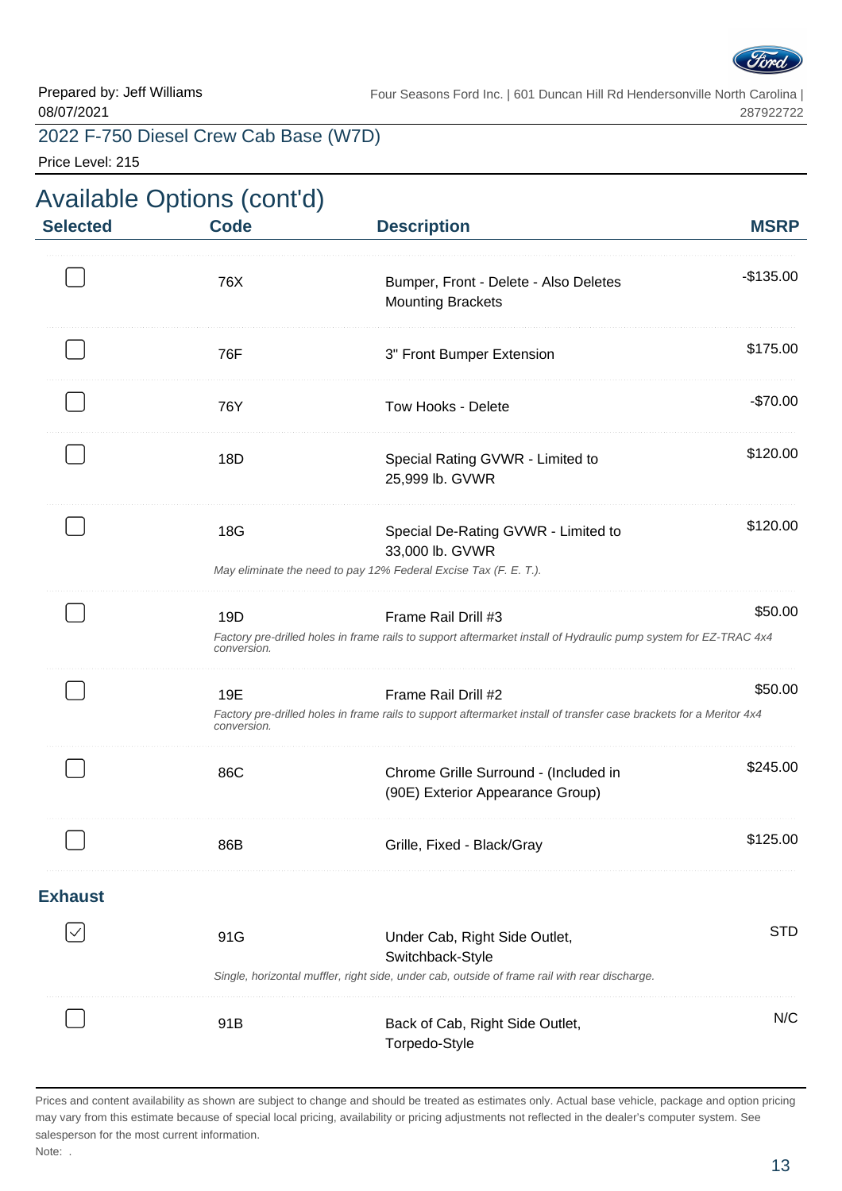Prepared by: Jeff Williams
08/07/2021

Four Seasons Ford Inc. | 601 Duncan Hill Rd Hendersonville North Carolina | 287922722

## 2022 F-750 Diesel Crew Cab Base (W7D)

Price Level: 215

# Available Options (cont'd)

| Selected | Code | Description | MSRP |
|---|---|---|---|
| ☐ | 76X | Bumper, Front - Delete - Also Deletes Mounting Brackets | -$135.00 |
| ☐ | 76F | 3" Front Bumper Extension | $175.00 |
| ☐ | 76Y | Tow Hooks - Delete | -$70.00 |
| ☐ | 18D | Special Rating GVWR - Limited to 25,999 lb. GVWR | $120.00 |
| ☐ | 18G | Special De-Rating GVWR - Limited to 33,000 lb. GVWR<br>*May eliminate the need to pay 12% Federal Excise Tax (F. E. T.).* | $120.00 |
| ☐ | 19D | Frame Rail Drill #3<br>*Factory pre-drilled holes in frame rails to support aftermarket install of Hydraulic pump system for EZ-TRAC 4x4 conversion.* | $50.00 |
| ☐ | 19E | Frame Rail Drill #2<br>*Factory pre-drilled holes in frame rails to support aftermarket install of transfer case brackets for a Meritor 4x4 conversion.* | $50.00 |
| ☐ | 86C | Chrome Grille Surround - (Included in (90E) Exterior Appearance Group) | $245.00 |
| ☐ | 86B | Grille, Fixed - Black/Gray | $125.00 |

### Exhaust

| Selected | Code | Description | MSRP |
|---|---|---|---|
| ☑ | 91G | Under Cab, Right Side Outlet, Switchback-Style<br>*Single, horizontal muffler, right side, under cab, outside of frame rail with rear discharge.* | STD |
| ☐ | 91B | Back of Cab, Right Side Outlet, Torpedo-Style | N/C |

Prices and content availability as shown are subject to change and should be treated as estimates only. Actual base vehicle, package and option pricing may vary from this estimate because of special local pricing, availability or pricing adjustments not reflected in the dealer's computer system. See salesperson for the most current information.

Note: .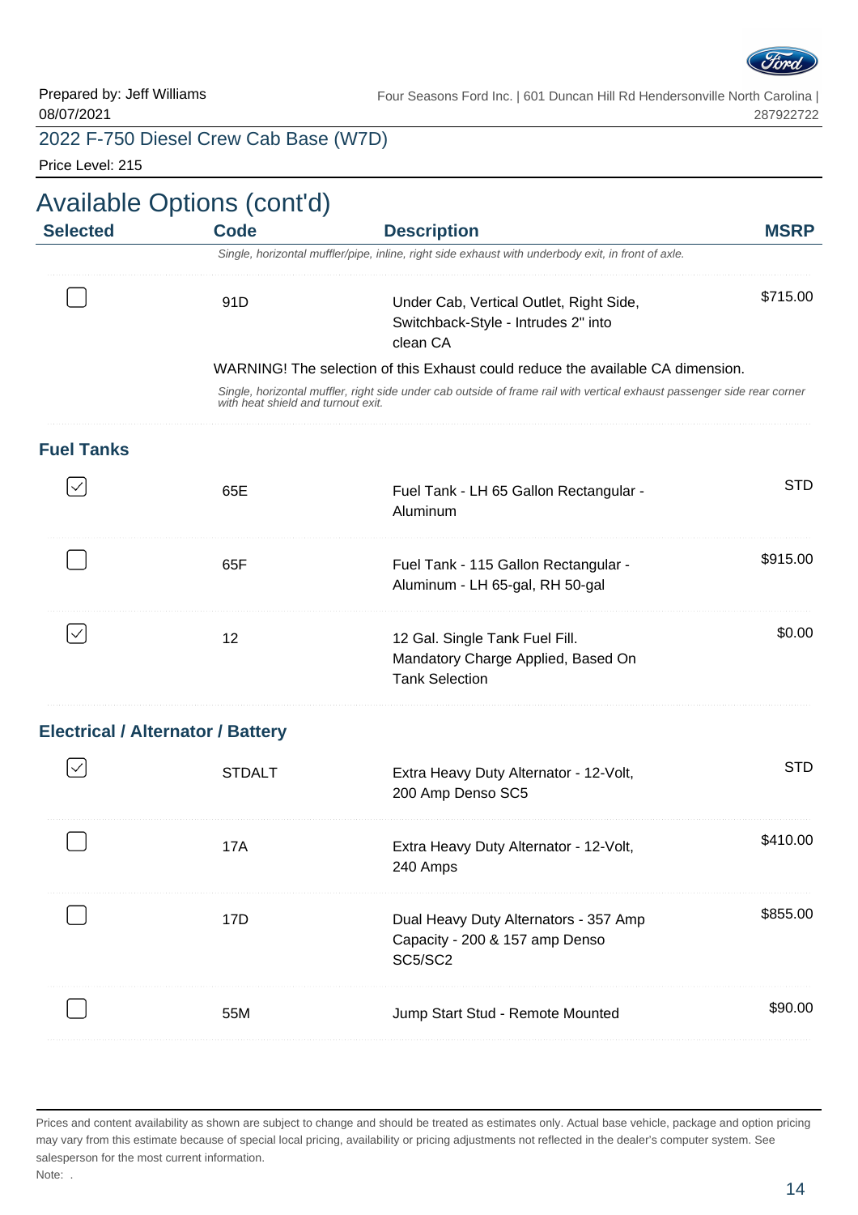Prepared by: Jeff Williams
08/07/2021

Four Seasons Ford Inc. | 601 Duncan Hill Rd Hendersonville North Carolina | 287922722

## 2022 F-750 Diesel Crew Cab Base (W7D)

Price Level: 215

# Available Options (cont'd)

| Selected | Code | Description | MSRP |
|---|---|---|---|
| | | *Single, horizontal muffler/pipe, inline, right side exhaust with underbody exit, in front of axle.* | |
| ☐ | 91D | Under Cab, Vertical Outlet, Right Side, Switchback-Style - Intrudes 2" into clean CA | $715.00 |
| | | WARNING! The selection of this Exhaust could reduce the available CA dimension. | |
| | | *Single, horizontal muffler, right side under cab outside of frame rail with vertical exhaust passenger side rear corner with heat shield and turnout exit.* | |

### Fuel Tanks

| Selected | Code | Description | MSRP |
|---|---|---|---|
| ☑ | 65E | Fuel Tank - LH 65 Gallon Rectangular - Aluminum | STD |
| ☐ | 65F | Fuel Tank - 115 Gallon Rectangular - Aluminum - LH 65-gal, RH 50-gal | $915.00 |
| ☑ | 12 | 12 Gal. Single Tank Fuel Fill. Mandatory Charge Applied, Based On Tank Selection | $0.00 |

### Electrical / Alternator / Battery

| Selected | Code | Description | MSRP |
|---|---|---|---|
| ☑ | STDALT | Extra Heavy Duty Alternator - 12-Volt, 200 Amp Denso SC5 | STD |
| ☐ | 17A | Extra Heavy Duty Alternator - 12-Volt, 240 Amps | $410.00 |
| ☐ | 17D | Dual Heavy Duty Alternators - 357 Amp Capacity - 200 & 157 amp Denso SC5/SC2 | $855.00 |
| ☐ | 55M | Jump Start Stud - Remote Mounted | $90.00 |

Prices and content availability as shown are subject to change and should be treated as estimates only. Actual base vehicle, package and option pricing may vary from this estimate because of special local pricing, availability or pricing adjustments not reflected in the dealer's computer system. See salesperson for the most current information.

Note: .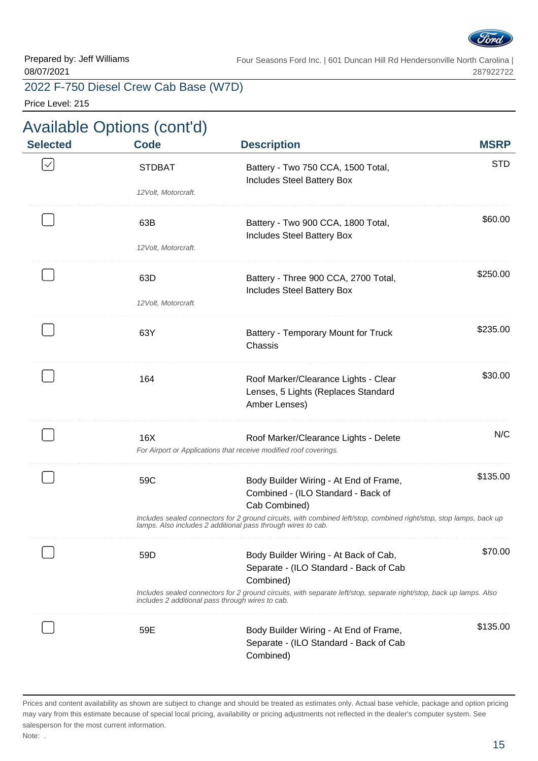Prepared by: Jeff Williams
08/07/2021

Four Seasons Ford Inc. | 601 Duncan Hill Rd Hendersonville North Carolina | 287922722

2022 F-750 Diesel Crew Cab Base (W7D)

Price Level: 215

## Available Options (cont'd)

| Selected | Code | Description | MSRP |
|---|---|---|---|
| ☑ | STDBAT | Battery - Two 750 CCA, 1500 Total, Includes Steel Battery Box | STD |
| | *12Volt, Motorcraft.* | | |
| ☐ | 63B | Battery - Two 900 CCA, 1800 Total, Includes Steel Battery Box | $60.00 |
| | *12Volt, Motorcraft.* | | |
| ☐ | 63D | Battery - Three 900 CCA, 2700 Total, Includes Steel Battery Box | $250.00 |
| | *12Volt, Motorcraft.* | | |
| ☐ | 63Y | Battery - Temporary Mount for Truck Chassis | $235.00 |
| ☐ | 164 | Roof Marker/Clearance Lights - Clear Lenses, 5 Lights (Replaces Standard Amber Lenses) | $30.00 |
| ☐ | 16X | Roof Marker/Clearance Lights - Delete | N/C |
| | *For Airport or Applications that receive modified roof coverings.* | | |
| ☐ | 59C | Body Builder Wiring - At End of Frame, Combined - (ILO Standard - Back of Cab Combined) | $135.00 |
| | *Includes sealed connectors for 2 ground circuits, with combined left/stop, combined right/stop, stop lamps, back up lamps. Also includes 2 additional pass through wires to cab.* | | |
| ☐ | 59D | Body Builder Wiring - At Back of Cab, Separate - (ILO Standard - Back of Cab Combined) | $70.00 |
| | *Includes sealed connectors for 2 ground circuits, with separate left/stop, separate right/stop, back up lamps. Also includes 2 additional pass through wires to cab.* | | |
| ☐ | 59E | Body Builder Wiring - At End of Frame, Separate - (ILO Standard - Back of Cab Combined) | $135.00 |

Prices and content availability as shown are subject to change and should be treated as estimates only. Actual base vehicle, package and option pricing may vary from this estimate because of special local pricing, availability or pricing adjustments not reflected in the dealer's computer system. See salesperson for the most current information.

Note: .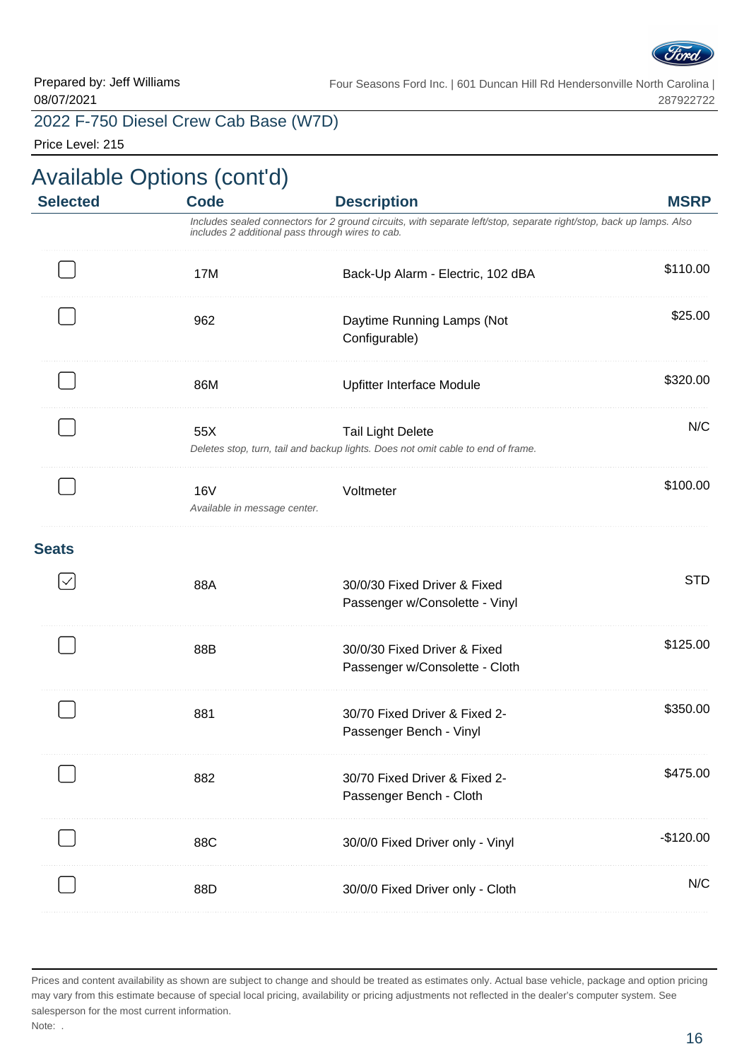Prepared by: Jeff Williams
08/07/2021

Four Seasons Ford Inc. | 601 Duncan Hill Rd Hendersonville North Carolina | 287922722

## 2022 F-750 Diesel Crew Cab Base (W7D)

Price Level: 215

# Available Options (cont'd)

| Selected | Code | Description | MSRP |
|---|---|---|---|
| | | *Includes sealed connectors for 2 ground circuits, with separate left/stop, separate right/stop, back up lamps. Also includes 2 additional pass through wires to cab.* | |
| ☐ | 17M | Back-Up Alarm - Electric, 102 dBA | $110.00 |
| ☐ | 962 | Daytime Running Lamps (Not Configurable) | $25.00 |
| ☐ | 86M | Upfitter Interface Module | $320.00 |
| ☐ | 55X | Tail Light Delete<br>*Deletes stop, turn, tail and backup lights. Does not omit cable to end of frame.* | N/C |
| ☐ | 16V<br>*Available in message center.* | Voltmeter | $100.00 |

### Seats

| Selected | Code | Description | MSRP |
|---|---|---|---|
| ☑ | 88A | 30/0/30 Fixed Driver & Fixed Passenger w/Consolette - Vinyl | STD |
| ☐ | 88B | 30/0/30 Fixed Driver & Fixed Passenger w/Consolette - Cloth | $125.00 |
| ☐ | 881 | 30/70 Fixed Driver & Fixed 2-Passenger Bench - Vinyl | $350.00 |
| ☐ | 882 | 30/70 Fixed Driver & Fixed 2-Passenger Bench - Cloth | $475.00 |
| ☐ | 88C | 30/0/0 Fixed Driver only - Vinyl | -$120.00 |
| ☐ | 88D | 30/0/0 Fixed Driver only - Cloth | N/C |

Prices and content availability as shown are subject to change and should be treated as estimates only. Actual base vehicle, package and option pricing may vary from this estimate because of special local pricing, availability or pricing adjustments not reflected in the dealer's computer system. See salesperson for the most current information.

Note: .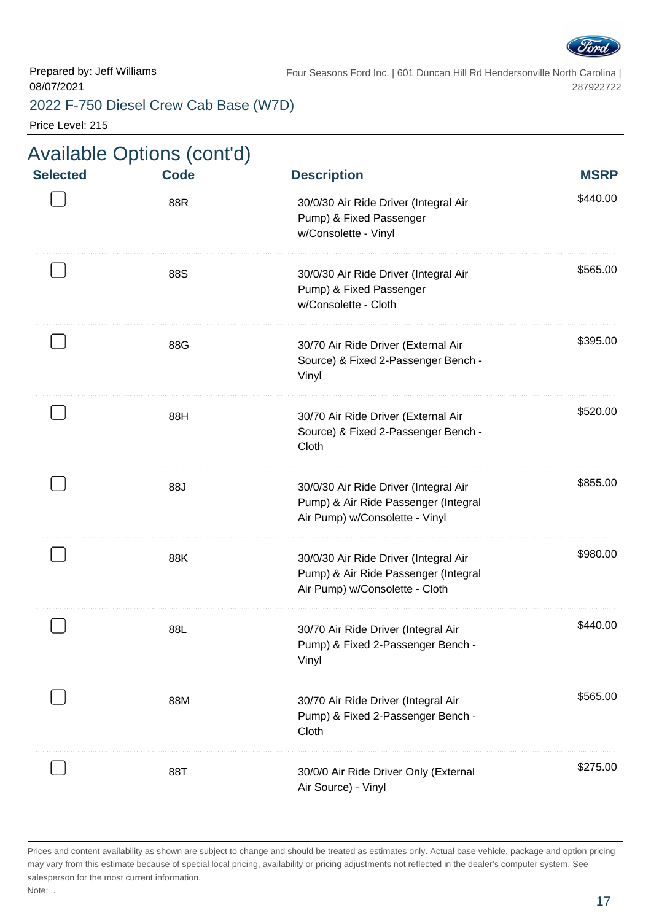Prepared by: Jeff Williams
08/07/2021

Four Seasons Ford Inc. | 601 Duncan Hill Rd Hendersonville North Carolina | 287922722

## 2022 F-750 Diesel Crew Cab Base (W7D)

Price Level: 215

# Available Options (cont'd)

| Selected | Code | Description | MSRP |
|---|---|---|---|
| ☐ | 88R | 30/0/30 Air Ride Driver (Integral Air Pump) & Fixed Passenger w/Consolette - Vinyl | $440.00 |
| ☐ | 88S | 30/0/30 Air Ride Driver (Integral Air Pump) & Fixed Passenger w/Consolette - Cloth | $565.00 |
| ☐ | 88G | 30/70 Air Ride Driver (External Air Source) & Fixed 2-Passenger Bench - Vinyl | $395.00 |
| ☐ | 88H | 30/70 Air Ride Driver (External Air Source) & Fixed 2-Passenger Bench - Cloth | $520.00 |
| ☐ | 88J | 30/0/30 Air Ride Driver (Integral Air Pump) & Air Ride Passenger (Integral Air Pump) w/Consolette - Vinyl | $855.00 |
| ☐ | 88K | 30/0/30 Air Ride Driver (Integral Air Pump) & Air Ride Passenger (Integral Air Pump) w/Consolette - Cloth | $980.00 |
| ☐ | 88L | 30/70 Air Ride Driver (Integral Air Pump) & Fixed 2-Passenger Bench - Vinyl | $440.00 |
| ☐ | 88M | 30/70 Air Ride Driver (Integral Air Pump) & Fixed 2-Passenger Bench - Cloth | $565.00 |
| ☐ | 88T | 30/0/0 Air Ride Driver Only (External Air Source) - Vinyl | $275.00 |

Prices and content availability as shown are subject to change and should be treated as estimates only. Actual base vehicle, package and option pricing may vary from this estimate because of special local pricing, availability or pricing adjustments not reflected in the dealer's computer system. See salesperson for the most current information.

Note: .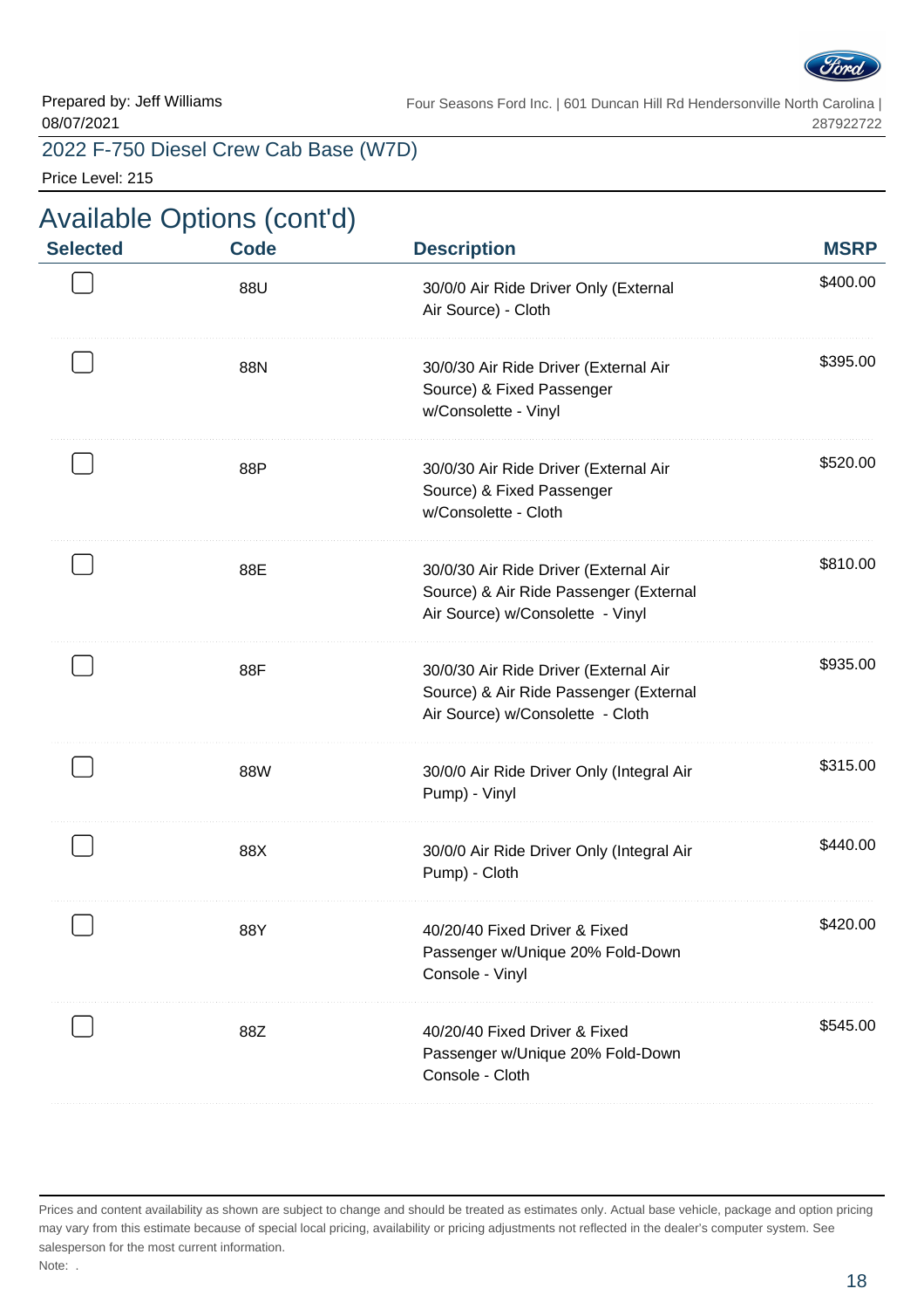Prepared by: Jeff Williams
08/07/2021

Four Seasons Ford Inc. | 601 Duncan Hill Rd Hendersonville North Carolina | 287922722

## 2022 F-750 Diesel Crew Cab Base (W7D)

Price Level: 215

# Available Options (cont'd)

| Selected | Code | Description | MSRP |
|---|---|---|---|
| ☐ | 88U | 30/0/0 Air Ride Driver Only (External Air Source) - Cloth | $400.00 |
| ☐ | 88N | 30/0/30 Air Ride Driver (External Air Source) & Fixed Passenger w/Consolette - Vinyl | $395.00 |
| ☐ | 88P | 30/0/30 Air Ride Driver (External Air Source) & Fixed Passenger w/Consolette - Cloth | $520.00 |
| ☐ | 88E | 30/0/30 Air Ride Driver (External Air Source) & Air Ride Passenger (External Air Source) w/Consolette - Vinyl | $810.00 |
| ☐ | 88F | 30/0/30 Air Ride Driver (External Air Source) & Air Ride Passenger (External Air Source) w/Consolette - Cloth | $935.00 |
| ☐ | 88W | 30/0/0 Air Ride Driver Only (Integral Air Pump) - Vinyl | $315.00 |
| ☐ | 88X | 30/0/0 Air Ride Driver Only (Integral Air Pump) - Cloth | $440.00 |
| ☐ | 88Y | 40/20/40 Fixed Driver & Fixed Passenger w/Unique 20% Fold-Down Console - Vinyl | $420.00 |
| ☐ | 88Z | 40/20/40 Fixed Driver & Fixed Passenger w/Unique 20% Fold-Down Console - Cloth | $545.00 |

Prices and content availability as shown are subject to change and should be treated as estimates only. Actual base vehicle, package and option pricing may vary from this estimate because of special local pricing, availability or pricing adjustments not reflected in the dealer's computer system. See salesperson for the most current information.

Note: .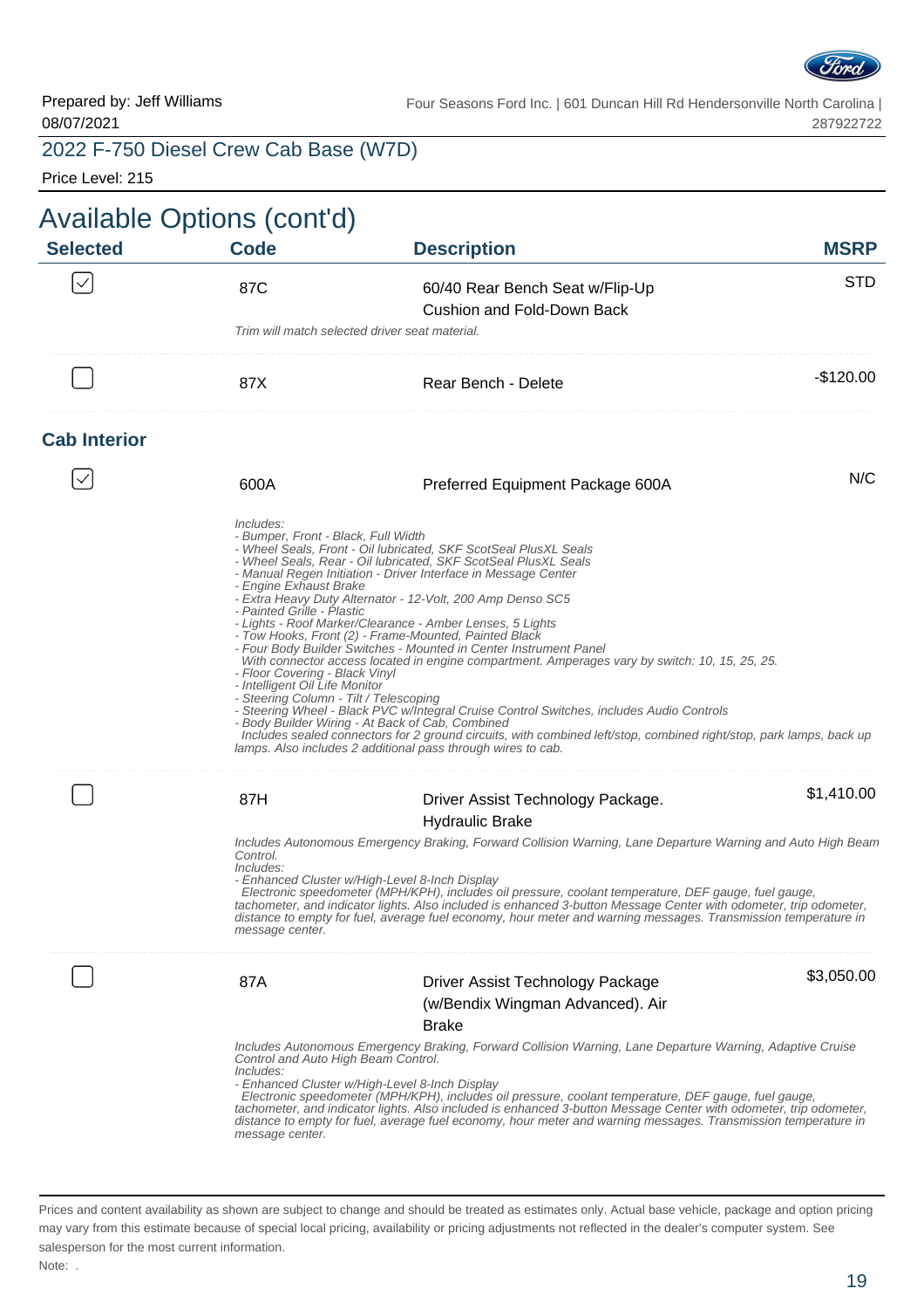Prepared by: Jeff Williams
08/07/2021

Four Seasons Ford Inc. | 601 Duncan Hill Rd Hendersonville North Carolina | 287922722

## 2022 F-750 Diesel Crew Cab Base (W7D)

Price Level: 215

# Available Options (cont'd)

| Selected | Code | Description | MSRP |
|---|---|---|---|
| ☑ | 87C | 60/40 Rear Bench Seat w/Flip-Up Cushion and Fold-Down Back | STD |
| | | *Trim will match selected driver seat material.* | |
| ☐ | 87X | Rear Bench - Delete | -$120.00 |

### Cab Interior

| Selected | Code | Description | MSRP |
|---|---|---|---|
| ☑ | 600A | Preferred Equipment Package 600A | N/C |
| ☐ | 87H | Driver Assist Technology Package. Hydraulic Brake | $1,410.00 |
| ☐ | 87A | Driver Assist Technology Package (w/Bendix Wingman Advanced). Air Brake | $3,050.00 |

**600A – Preferred Equipment Package 600A**

*Includes:*
*- Bumper, Front - Black, Full Width*
*- Wheel Seals, Front - Oil lubricated, SKF ScotSeal PlusXL Seals*
*- Wheel Seals, Rear - Oil lubricated, SKF ScotSeal PlusXL Seals*
*- Manual Regen Initiation - Driver Interface in Message Center*
*- Engine Exhaust Brake*
*- Extra Heavy Duty Alternator - 12-Volt, 200 Amp Denso SC5*
*- Painted Grille - Plastic*
*- Lights - Roof Marker/Clearance - Amber Lenses, 5 Lights*
*- Tow Hooks, Front (2) - Frame-Mounted, Painted Black*
*- Four Body Builder Switches - Mounted in Center Instrument Panel*
*With connector access located in engine compartment. Amperages vary by switch: 10, 15, 25, 25.*
*- Floor Covering - Black Vinyl*
*- Intelligent Oil Life Monitor*
*- Steering Column - Tilt / Telescoping*
*- Steering Wheel - Black PVC w/Integral Cruise Control Switches, includes Audio Controls*
*- Body Builder Wiring - At Back of Cab, Combined*
*Includes sealed connectors for 2 ground circuits, with combined left/stop, combined right/stop, park lamps, back up lamps. Also includes 2 additional pass through wires to cab.*

**87H – Driver Assist Technology Package. Hydraulic Brake**

*Includes Autonomous Emergency Braking, Forward Collision Warning, Lane Departure Warning and Auto High Beam Control.*
*Includes:*
*- Enhanced Cluster w/High-Level 8-Inch Display*
*Electronic speedometer (MPH/KPH), includes oil pressure, coolant temperature, DEF gauge, fuel gauge, tachometer, and indicator lights. Also included is enhanced 3-button Message Center with odometer, trip odometer, distance to empty for fuel, average fuel economy, hour meter and warning messages. Transmission temperature in message center.*

**87A – Driver Assist Technology Package (w/Bendix Wingman Advanced). Air Brake**

*Includes Autonomous Emergency Braking, Forward Collision Warning, Lane Departure Warning, Adaptive Cruise Control and Auto High Beam Control.*
*Includes:*
*- Enhanced Cluster w/High-Level 8-Inch Display*
*Electronic speedometer (MPH/KPH), includes oil pressure, coolant temperature, DEF gauge, fuel gauge, tachometer, and indicator lights. Also included is enhanced 3-button Message Center with odometer, trip odometer, distance to empty for fuel, average fuel economy, hour meter and warning messages. Transmission temperature in message center.*

Prices and content availability as shown are subject to change and should be treated as estimates only. Actual base vehicle, package and option pricing may vary from this estimate because of special local pricing, availability or pricing adjustments not reflected in the dealer's computer system. See salesperson for the most current information.

Note: .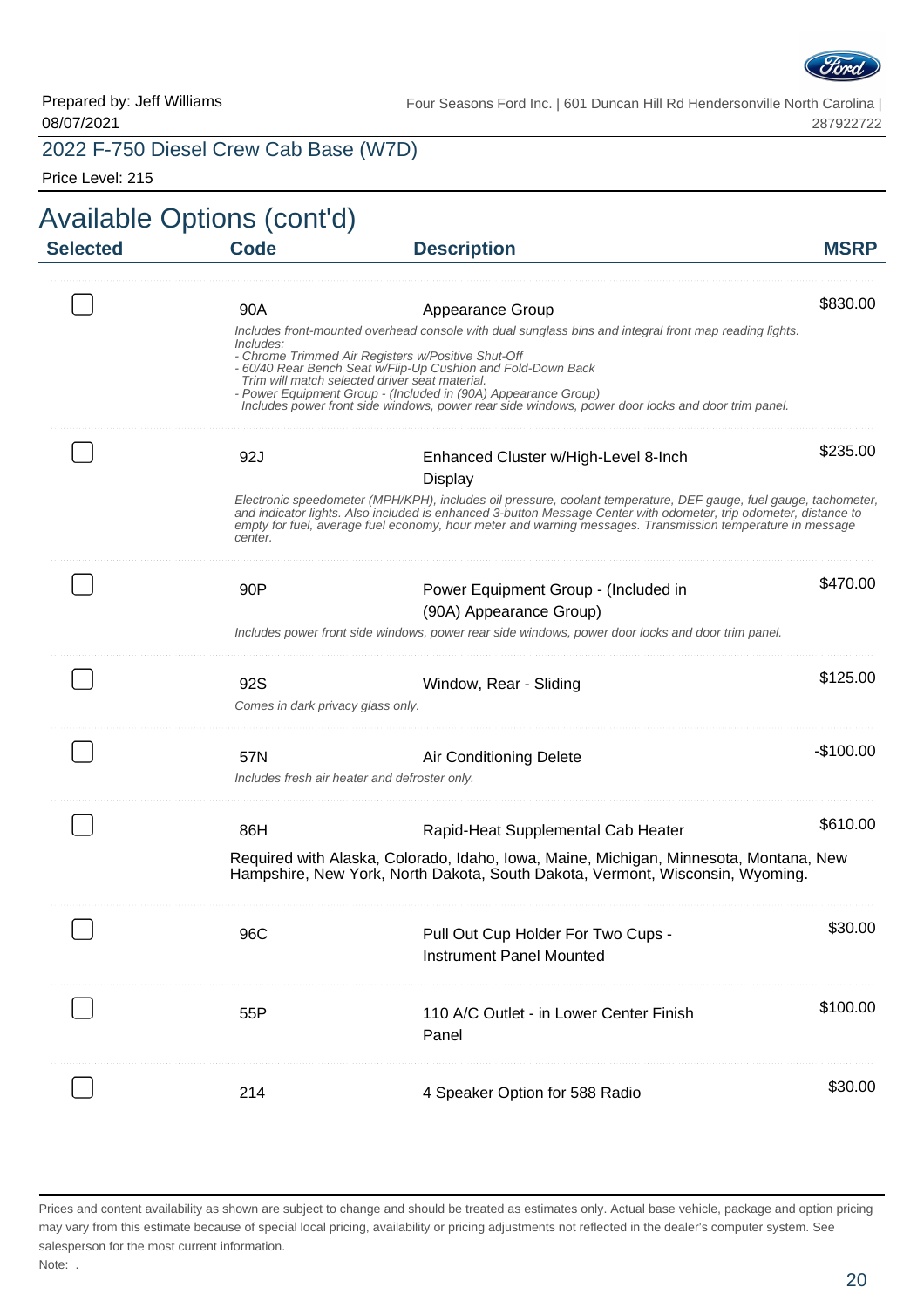Prepared by: Jeff Williams
08/07/2021

Four Seasons Ford Inc. | 601 Duncan Hill Rd Hendersonville North Carolina | 287922722

## 2022 F-750 Diesel Crew Cab Base (W7D)

Price Level: 215

# Available Options (cont'd)

| Selected | Code | Description | MSRP |
|---|---|---|---|
| ☐ | 90A | Appearance Group<br>*Includes front-mounted overhead console with dual sunglass bins and integral front map reading lights. Includes:*<br>*- Chrome Trimmed Air Registers w/Positive Shut-Off*<br>*- 60/40 Rear Bench Seat w/Flip-Up Cushion and Fold-Down Back Trim will match selected driver seat material.*<br>*- Power Equipment Group - (Included in (90A) Appearance Group) Includes power front side windows, power rear side windows, power door locks and door trim panel.* | $830.00 |
| ☐ | 92J | Enhanced Cluster w/High-Level 8-Inch Display<br>*Electronic speedometer (MPH/KPH), includes oil pressure, coolant temperature, DEF gauge, fuel gauge, tachometer, and indicator lights. Also included is enhanced 3-button Message Center with odometer, trip odometer, distance to empty for fuel, average fuel economy, hour meter and warning messages. Transmission temperature in message center.* | $235.00 |
| ☐ | 90P | Power Equipment Group - (Included in (90A) Appearance Group)<br>*Includes power front side windows, power rear side windows, power door locks and door trim panel.* | $470.00 |
| ☐ | 92S | Window, Rear - Sliding<br>*Comes in dark privacy glass only.* | $125.00 |
| ☐ | 57N | Air Conditioning Delete<br>*Includes fresh air heater and defroster only.* | -$100.00 |
| ☐ | 86H | Rapid-Heat Supplemental Cab Heater<br>Required with Alaska, Colorado, Idaho, Iowa, Maine, Michigan, Minnesota, Montana, New Hampshire, New York, North Dakota, South Dakota, Vermont, Wisconsin, Wyoming. | $610.00 |
| ☐ | 96C | Pull Out Cup Holder For Two Cups - Instrument Panel Mounted | $30.00 |
| ☐ | 55P | 110 A/C Outlet - in Lower Center Finish Panel | $100.00 |
| ☐ | 214 | 4 Speaker Option for 588 Radio | $30.00 |

Prices and content availability as shown are subject to change and should be treated as estimates only. Actual base vehicle, package and option pricing may vary from this estimate because of special local pricing, availability or pricing adjustments not reflected in the dealer's computer system. See salesperson for the most current information.

Note: .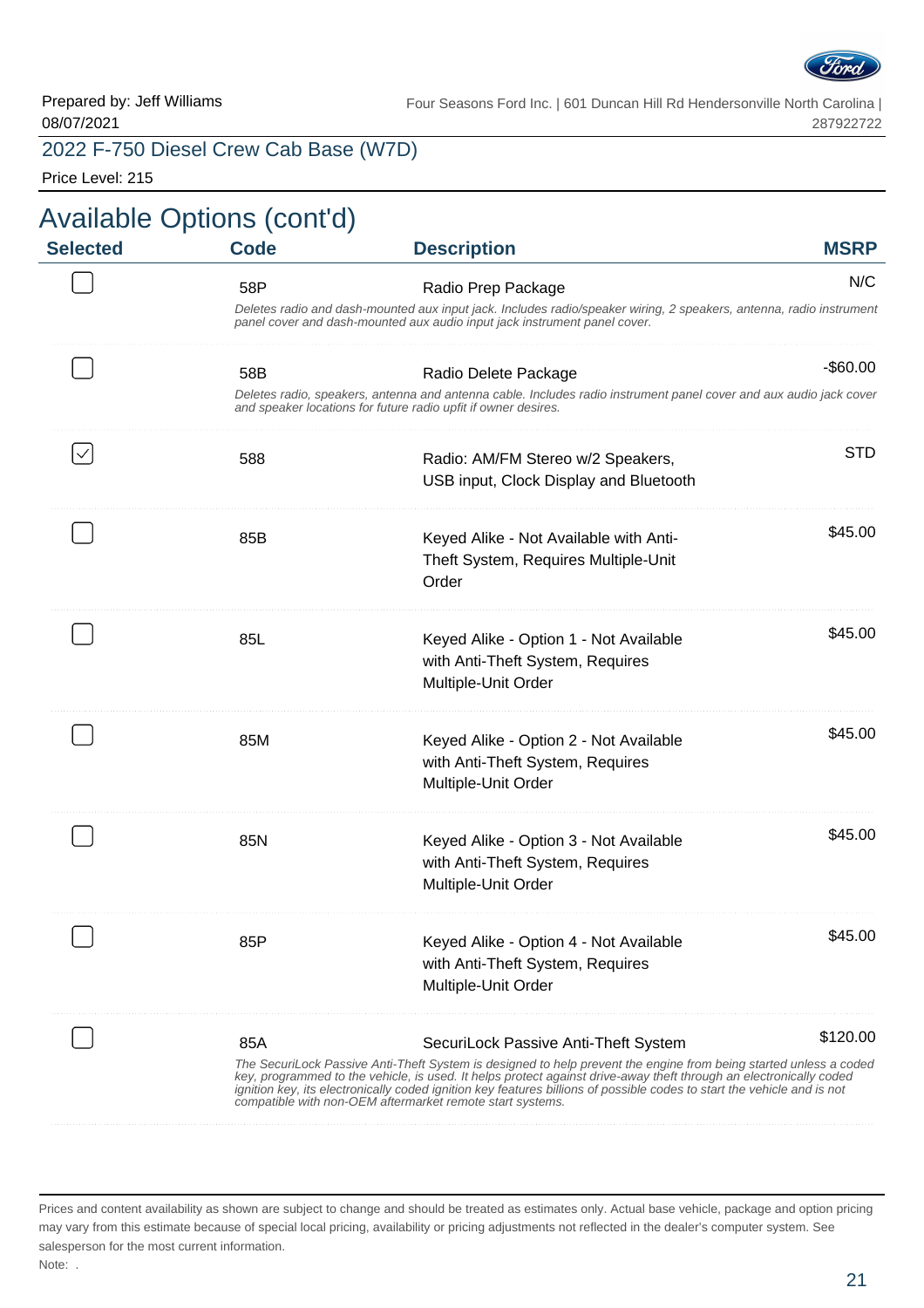Prepared by: Jeff Williams
08/07/2021

Four Seasons Ford Inc. | 601 Duncan Hill Rd Hendersonville North Carolina | 287922722

2022 F-750 Diesel Crew Cab Base (W7D)

Price Level: 215

## Available Options (cont'd)

| Selected | Code | Description | MSRP |
|---|---|---|---|
| ☐ | 58P | Radio Prep Package<br>*Deletes radio and dash-mounted aux input jack. Includes radio/speaker wiring, 2 speakers, antenna, radio instrument panel cover and dash-mounted aux audio input jack instrument panel cover.* | N/C |
| ☐ | 58B | Radio Delete Package<br>*Deletes radio, speakers, antenna and antenna cable. Includes radio instrument panel cover and aux audio jack cover and speaker locations for future radio upfit if owner desires.* | -$60.00 |
| ☑ | 588 | Radio: AM/FM Stereo w/2 Speakers, USB input, Clock Display and Bluetooth | STD |
| ☐ | 85B | Keyed Alike - Not Available with Anti-Theft System, Requires Multiple-Unit Order | $45.00 |
| ☐ | 85L | Keyed Alike - Option 1 - Not Available with Anti-Theft System, Requires Multiple-Unit Order | $45.00 |
| ☐ | 85M | Keyed Alike - Option 2 - Not Available with Anti-Theft System, Requires Multiple-Unit Order | $45.00 |
| ☐ | 85N | Keyed Alike - Option 3 - Not Available with Anti-Theft System, Requires Multiple-Unit Order | $45.00 |
| ☐ | 85P | Keyed Alike - Option 4 - Not Available with Anti-Theft System, Requires Multiple-Unit Order | $45.00 |
| ☐ | 85A | SecuriLock Passive Anti-Theft System<br>*The SecuriLock Passive Anti-Theft System is designed to help prevent the engine from being started unless a coded key, programmed to the vehicle, is used. It helps protect against drive-away theft through an electronically coded ignition key, its electronically coded ignition key features billions of possible codes to start the vehicle and is not compatible with non-OEM aftermarket remote start systems.* | $120.00 |

Prices and content availability as shown are subject to change and should be treated as estimates only. Actual base vehicle, package and option pricing may vary from this estimate because of special local pricing, availability or pricing adjustments not reflected in the dealer's computer system. See salesperson for the most current information.

Note: .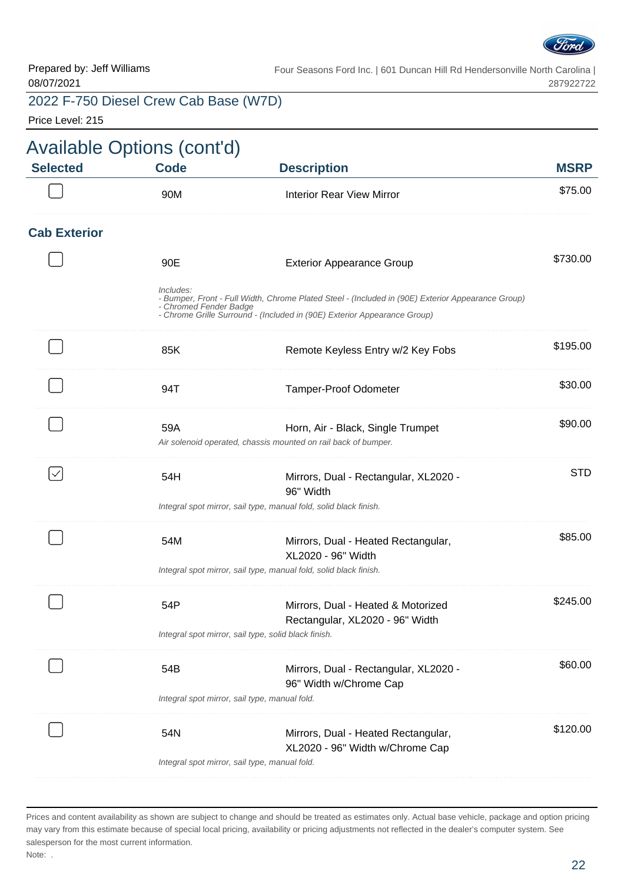Prepared by: Jeff Williams
08/07/2021

Four Seasons Ford Inc. | 601 Duncan Hill Rd Hendersonville North Carolina | 287922722

## 2022 F-750 Diesel Crew Cab Base (W7D)

Price Level: 215

# Available Options (cont'd)

| Selected | Code | Description | MSRP |
|---|---|---|---|
| ☐ | 90M | Interior Rear View Mirror | $75.00 |

### Cab Exterior

| Selected | Code | Description | MSRP |
|---|---|---|---|
| ☐ | 90E | Exterior Appearance Group | $730.00 |
| | *Includes:<br>- Bumper, Front - Full Width, Chrome Plated Steel - (Included in (90E) Exterior Appearance Group)<br>- Chromed Fender Badge<br>- Chrome Grille Surround - (Included in (90E) Exterior Appearance Group)* | | |
| ☐ | 85K | Remote Keyless Entry w/2 Key Fobs | $195.00 |
| ☐ | 94T | Tamper-Proof Odometer | $30.00 |
| ☐ | 59A | Horn, Air - Black, Single Trumpet | $90.00 |
| | *Air solenoid operated, chassis mounted on rail back of bumper.* | | |
| ☑ | 54H | Mirrors, Dual - Rectangular, XL2020 - 96" Width | STD |
| | *Integral spot mirror, sail type, manual fold, solid black finish.* | | |
| ☐ | 54M | Mirrors, Dual - Heated Rectangular, XL2020 - 96" Width | $85.00 |
| | *Integral spot mirror, sail type, manual fold, solid black finish.* | | |
| ☐ | 54P | Mirrors, Dual - Heated & Motorized Rectangular, XL2020 - 96" Width | $245.00 |
| | *Integral spot mirror, sail type, solid black finish.* | | |
| ☐ | 54B | Mirrors, Dual - Rectangular, XL2020 - 96" Width w/Chrome Cap | $60.00 |
| | *Integral spot mirror, sail type, manual fold.* | | |
| ☐ | 54N | Mirrors, Dual - Heated Rectangular, XL2020 - 96" Width w/Chrome Cap | $120.00 |
| | *Integral spot mirror, sail type, manual fold.* | | |

Prices and content availability as shown are subject to change and should be treated as estimates only. Actual base vehicle, package and option pricing may vary from this estimate because of special local pricing, availability or pricing adjustments not reflected in the dealer's computer system. See salesperson for the most current information.

Note: .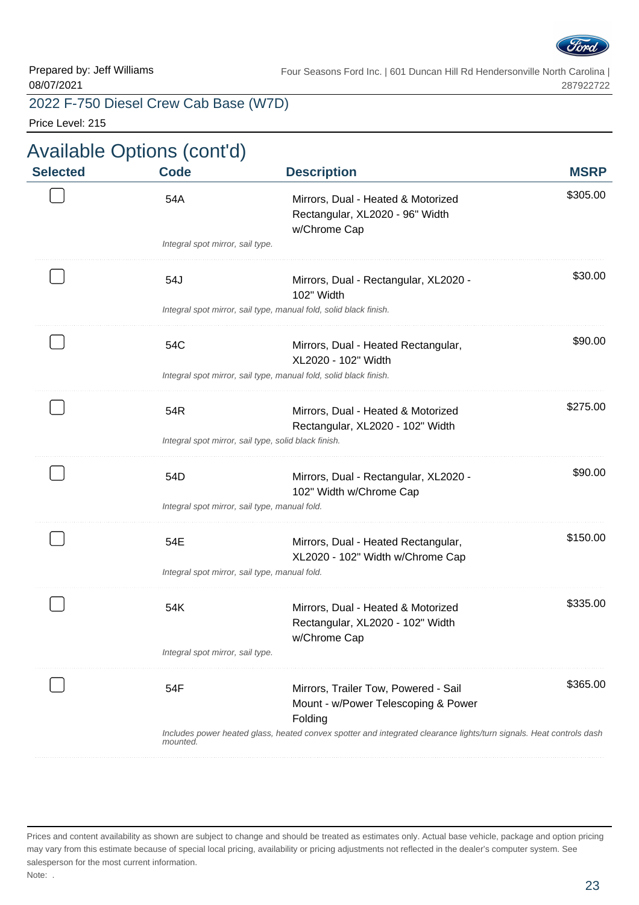Prepared by: Jeff Williams
08/07/2021

Four Seasons Ford Inc. | 601 Duncan Hill Rd Hendersonville North Carolina | 287922722

## 2022 F-750 Diesel Crew Cab Base (W7D)

Price Level: 215

# Available Options (cont'd)

| Selected | Code | Description | MSRP |
|---|---|---|---|
| ☐ | 54A | Mirrors, Dual - Heated & Motorized Rectangular, XL2020 - 96" Width w/Chrome Cap<br>*Integral spot mirror, sail type.* | $305.00 |
| ☐ | 54J | Mirrors, Dual - Rectangular, XL2020 - 102" Width<br>*Integral spot mirror, sail type, manual fold, solid black finish.* | $30.00 |
| ☐ | 54C | Mirrors, Dual - Heated Rectangular, XL2020 - 102" Width<br>*Integral spot mirror, sail type, manual fold, solid black finish.* | $90.00 |
| ☐ | 54R | Mirrors, Dual - Heated & Motorized Rectangular, XL2020 - 102" Width<br>*Integral spot mirror, sail type, solid black finish.* | $275.00 |
| ☐ | 54D | Mirrors, Dual - Rectangular, XL2020 - 102" Width w/Chrome Cap<br>*Integral spot mirror, sail type, manual fold.* | $90.00 |
| ☐ | 54E | Mirrors, Dual - Heated Rectangular, XL2020 - 102" Width w/Chrome Cap<br>*Integral spot mirror, sail type, manual fold.* | $150.00 |
| ☐ | 54K | Mirrors, Dual - Heated & Motorized Rectangular, XL2020 - 102" Width w/Chrome Cap<br>*Integral spot mirror, sail type.* | $335.00 |
| ☐ | 54F | Mirrors, Trailer Tow, Powered - Sail Mount - w/Power Telescoping & Power Folding<br>*Includes power heated glass, heated convex spotter and integrated clearance lights/turn signals. Heat controls dash mounted.* | $365.00 |

Prices and content availability as shown are subject to change and should be treated as estimates only. Actual base vehicle, package and option pricing may vary from this estimate because of special local pricing, availability or pricing adjustments not reflected in the dealer's computer system. See salesperson for the most current information.

Note: .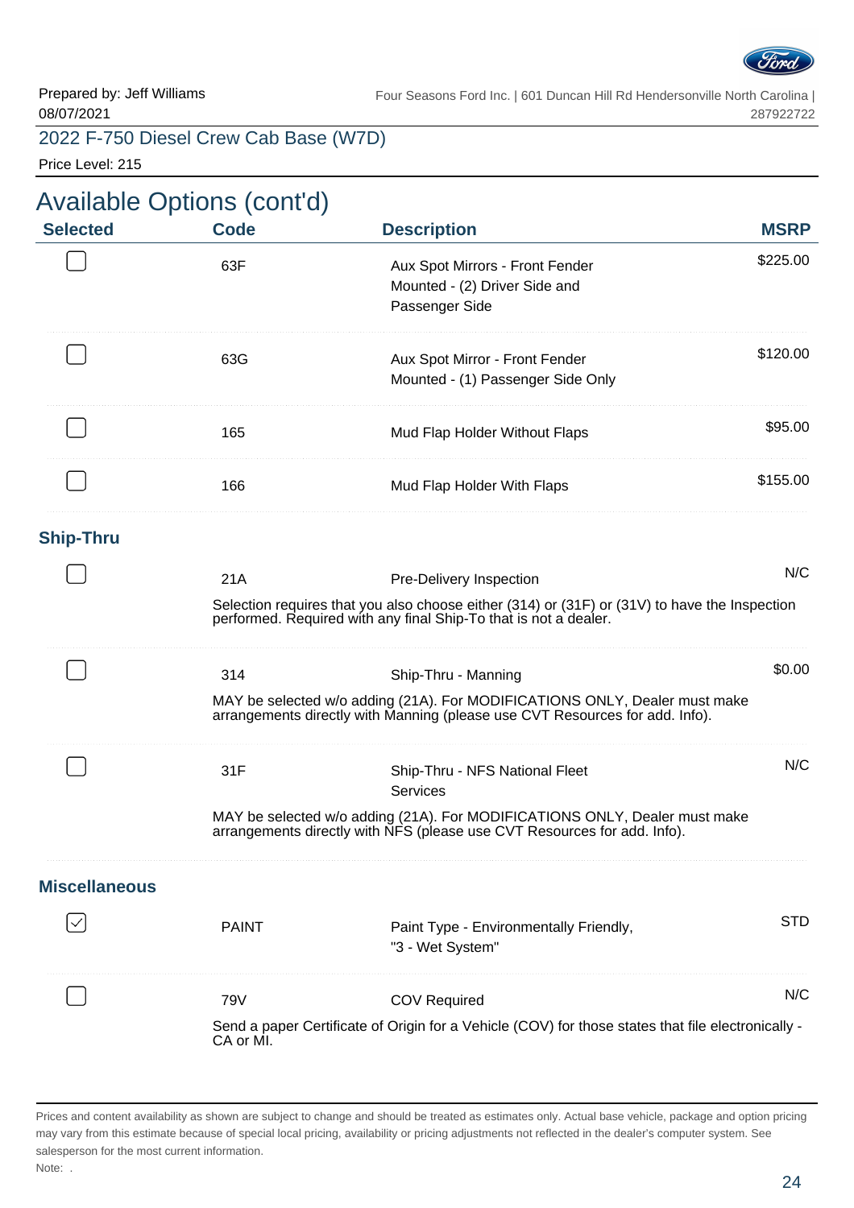Prepared by: Jeff Williams
08/07/2021

Four Seasons Ford Inc. | 601 Duncan Hill Rd Hendersonville North Carolina | 287922722

## 2022 F-750 Diesel Crew Cab Base (W7D)

Price Level: 215

# Available Options (cont'd)

| Selected | Code | Description | MSRP |
|---|---|---|---|
| ☐ | 63F | Aux Spot Mirrors - Front Fender Mounted - (2) Driver Side and Passenger Side | $225.00 |
| ☐ | 63G | Aux Spot Mirror - Front Fender Mounted - (1) Passenger Side Only | $120.00 |
| ☐ | 165 | Mud Flap Holder Without Flaps | $95.00 |
| ☐ | 166 | Mud Flap Holder With Flaps | $155.00 |

### Ship-Thru

| Selected | Code | Description | MSRP |
|---|---|---|---|
| ☐ | 21A | Pre-Delivery Inspection<br>Selection requires that you also choose either (314) or (31F) or (31V) to have the Inspection performed. Required with any final Ship-To that is not a dealer. | N/C |
| ☐ | 314 | Ship-Thru - Manning<br>MAY be selected w/o adding (21A). For MODIFICATIONS ONLY, Dealer must make arrangements directly with Manning (please use CVT Resources for add. Info). | $0.00 |
| ☐ | 31F | Ship-Thru - NFS National Fleet Services<br>MAY be selected w/o adding (21A). For MODIFICATIONS ONLY, Dealer must make arrangements directly with NFS (please use CVT Resources for add. Info). | N/C |

### Miscellaneous

| Selected | Code | Description | MSRP |
|---|---|---|---|
| ☑ | PAINT | Paint Type - Environmentally Friendly, "3 - Wet System" | STD |
| ☐ | 79V | COV Required<br>Send a paper Certificate of Origin for a Vehicle (COV) for those states that file electronically - CA or MI. | N/C |

Prices and content availability as shown are subject to change and should be treated as estimates only. Actual base vehicle, package and option pricing may vary from this estimate because of special local pricing, availability or pricing adjustments not reflected in the dealer's computer system. See salesperson for the most current information.

Note: .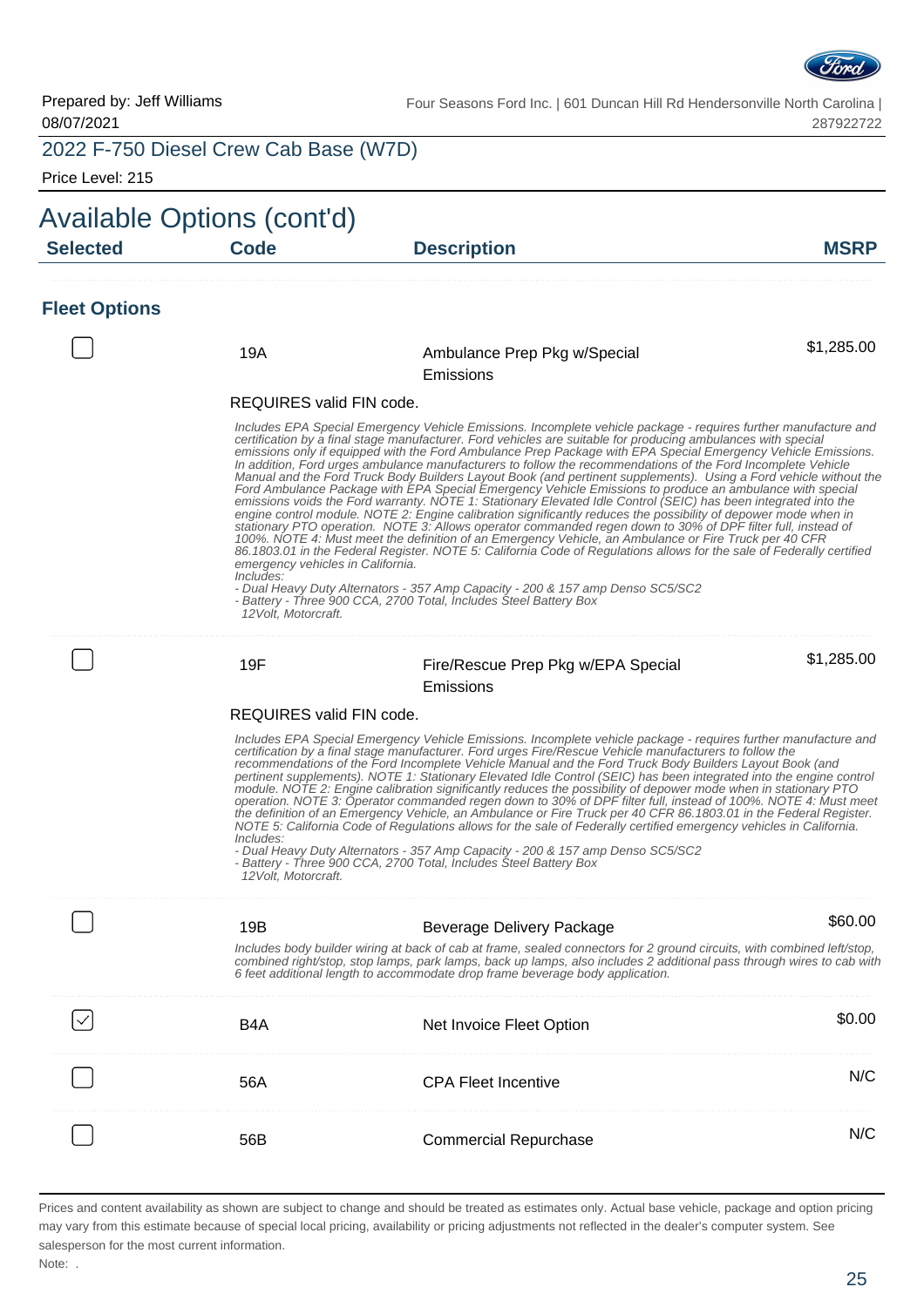Prepared by: Jeff Williams
08/07/2021

Four Seasons Ford Inc. | 601 Duncan Hill Rd Hendersonville North Carolina | 287922722

## 2022 F-750 Diesel Crew Cab Base (W7D)

Price Level: 215

# Available Options (cont'd)

| Selected | Code | Description | MSRP |
|---|---|---|---|

### Fleet Options

| Selected | Code | Description | MSRP |
|---|---|---|---|
| ☐ | 19A | Ambulance Prep Pkg w/Special Emissions | $1,285.00 |

REQUIRES valid FIN code.

*Includes EPA Special Emergency Vehicle Emissions. Incomplete vehicle package - requires further manufacture and certification by a final stage manufacturer. Ford vehicles are suitable for producing ambulances with special emissions only if equipped with the Ford Ambulance Prep Package with EPA Special Emergency Vehicle Emissions. In addition, Ford urges ambulance manufacturers to follow the recommendations of the Ford Incomplete Vehicle Manual and the Ford Truck Body Builders Layout Book (and pertinent supplements). Using a Ford vehicle without the Ford Ambulance Package with EPA Special Emergency Vehicle Emissions to produce an ambulance with special emissions voids the Ford warranty. NOTE 1: Stationary Elevated Idle Control (SEIC) has been integrated into the engine control module. NOTE 2: Engine calibration significantly reduces the possibility of depower mode when in stationary PTO operation. NOTE 3: Allows operator commanded regen down to 30% of DPF filter full, instead of 100%. NOTE 4: Must meet the definition of an Emergency Vehicle, an Ambulance or Fire Truck per 40 CFR 86.1803.01 in the Federal Register. NOTE 5: California Code of Regulations allows for the sale of Federally certified emergency vehicles in California.*
*Includes:*
*- Dual Heavy Duty Alternators - 357 Amp Capacity - 200 & 157 amp Denso SC5/SC2*
*- Battery - Three 900 CCA, 2700 Total, Includes Steel Battery Box 12Volt, Motorcraft.*

| Selected | Code | Description | MSRP |
|---|---|---|---|
| ☐ | 19F | Fire/Rescue Prep Pkg w/EPA Special Emissions | $1,285.00 |

REQUIRES valid FIN code.

*Includes EPA Special Emergency Vehicle Emissions. Incomplete vehicle package - requires further manufacture and certification by a final stage manufacturer. Ford urges Fire/Rescue Vehicle manufacturers to follow the recommendations of the Ford Incomplete Vehicle Manual and the Ford Truck Body Builders Layout Book (and pertinent supplements). NOTE 1: Stationary Elevated Idle Control (SEIC) has been integrated into the engine control module. NOTE 2: Engine calibration significantly reduces the possibility of depower mode when in stationary PTO operation. NOTE 3: Operator commanded regen down to 30% of DPF filter full, instead of 100%. NOTE 4: Must meet the definition of an Emergency Vehicle, an Ambulance or Fire Truck per 40 CFR 86.1803.01 in the Federal Register. NOTE 5: California Code of Regulations allows for the sale of Federally certified emergency vehicles in California.*
*Includes:*
*- Dual Heavy Duty Alternators - 357 Amp Capacity - 200 & 157 amp Denso SC5/SC2*
*- Battery - Three 900 CCA, 2700 Total, Includes Steel Battery Box 12Volt, Motorcraft.*

| Selected | Code | Description | MSRP |
|---|---|---|---|
| ☐ | 19B | Beverage Delivery Package | $60.00 |

*Includes body builder wiring at back of cab at frame, sealed connectors for 2 ground circuits, with combined left/stop, combined right/stop, stop lamps, park lamps, back up lamps, also includes 2 additional pass through wires to cab with 6 feet additional length to accommodate drop frame beverage body application.*

| Selected | Code | Description | MSRP |
|---|---|---|---|
| ☑ | B4A | Net Invoice Fleet Option | $0.00 |
| ☐ | 56A | CPA Fleet Incentive | N/C |
| ☐ | 56B | Commercial Repurchase | N/C |

Prices and content availability as shown are subject to change and should be treated as estimates only. Actual base vehicle, package and option pricing may vary from this estimate because of special local pricing, availability or pricing adjustments not reflected in the dealer's computer system. See salesperson for the most current information.

Note: .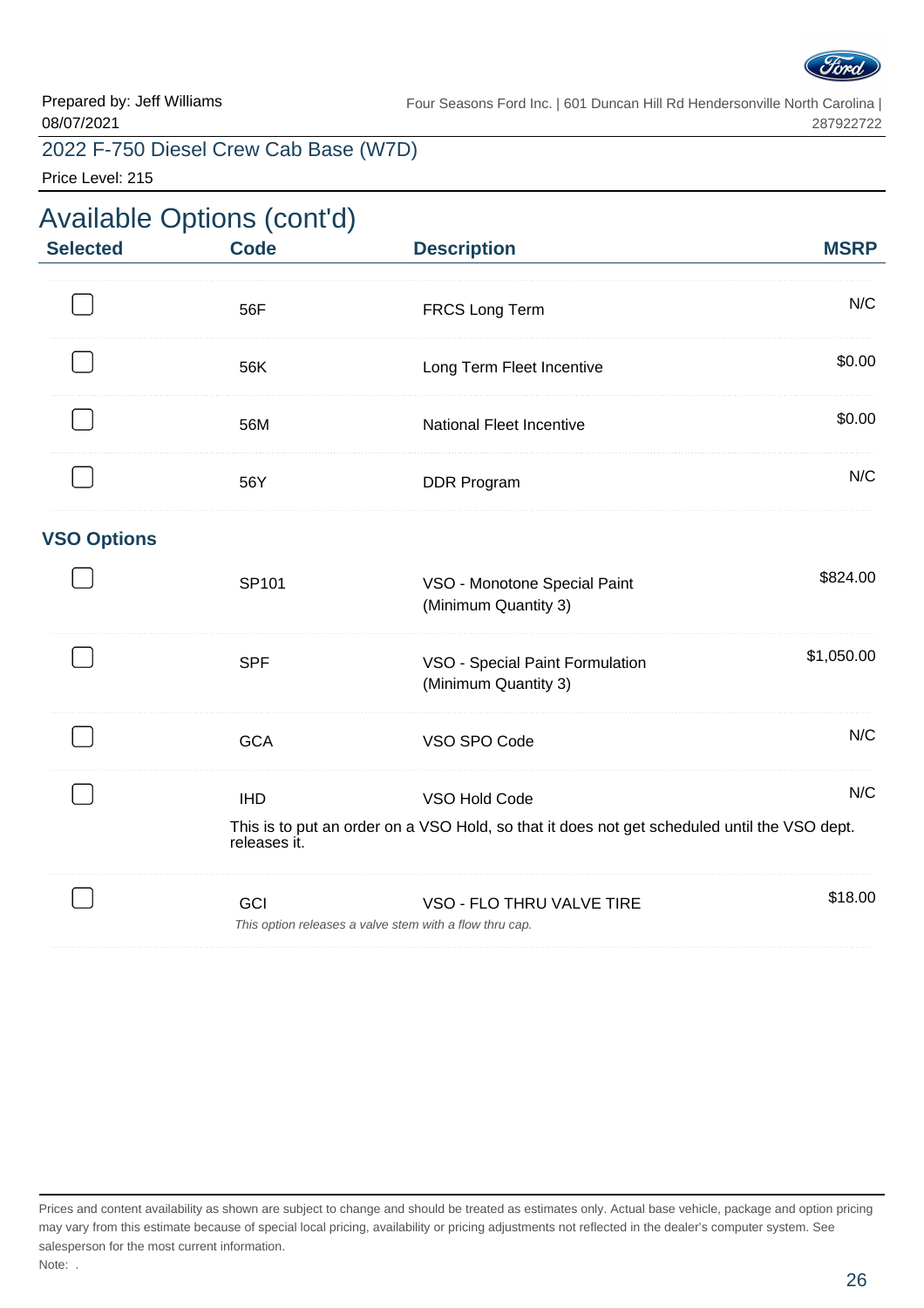Prepared by: Jeff Williams
08/07/2021

Four Seasons Ford Inc. | 601 Duncan Hill Rd Hendersonville North Carolina | 287922722

## 2022 F-750 Diesel Crew Cab Base (W7D)

Price Level: 215

# Available Options (cont'd)

| Selected | Code | Description | MSRP |
|---|---|---|---|
| ☐ | 56F | FRCS Long Term | N/C |
| ☐ | 56K | Long Term Fleet Incentive | $0.00 |
| ☐ | 56M | National Fleet Incentive | $0.00 |
| ☐ | 56Y | DDR Program | N/C |

### VSO Options

| Selected | Code | Description | MSRP |
|---|---|---|---|
| ☐ | SP101 | VSO - Monotone Special Paint (Minimum Quantity 3) | $824.00 |
| ☐ | SPF | VSO - Special Paint Formulation (Minimum Quantity 3) | $1,050.00 |
| ☐ | GCA | VSO SPO Code | N/C |
| ☐ | IHD | VSO Hold Code<br>This is to put an order on a VSO Hold, so that it does not get scheduled until the VSO dept. releases it. | N/C |
| ☐ | GCI | VSO - FLO THRU VALVE TIRE<br>*This option releases a valve stem with a flow thru cap.* | $18.00 |

Prices and content availability as shown are subject to change and should be treated as estimates only. Actual base vehicle, package and option pricing may vary from this estimate because of special local pricing, availability or pricing adjustments not reflected in the dealer's computer system. See salesperson for the most current information.

Note: .